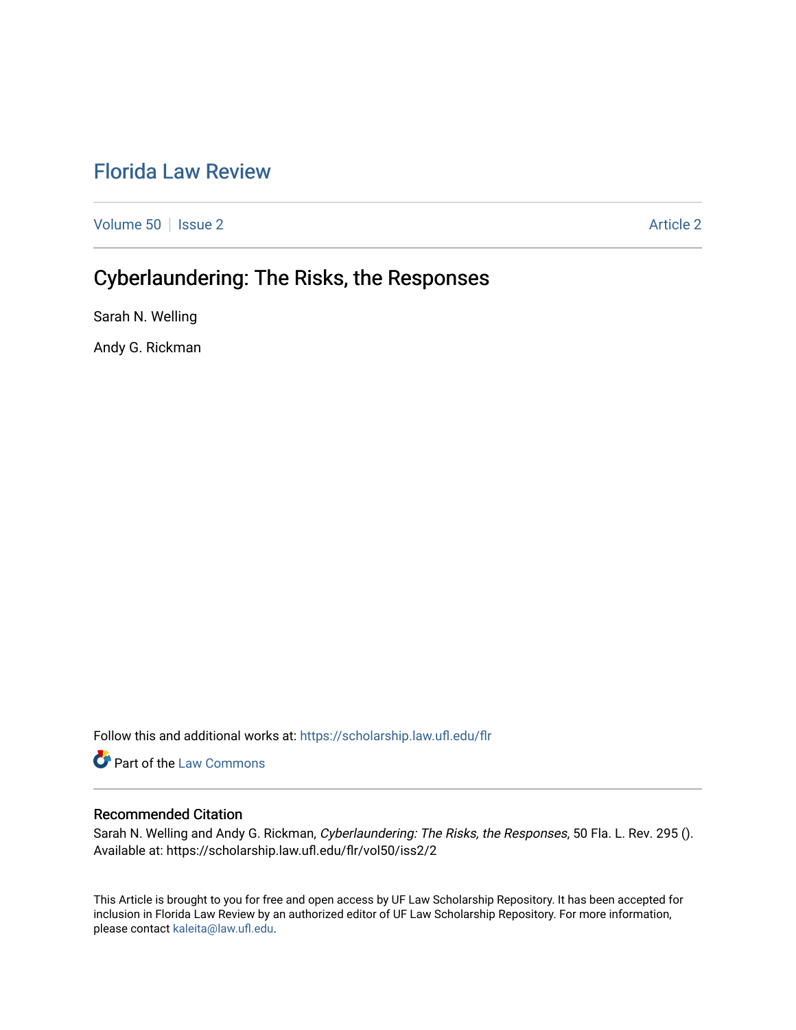# Florida Law Review

Volume 50 | Issue 2 | Article 2

## Cyberlaundering: The Risks, the Responses

Sarah N. Welling

Andy G. Rickman

Follow this and additional works at: https://scholarship.law.ufl.edu/flr

Part of the Law Commons

### Recommended Citation

Sarah N. Welling and Andy G. Rickman, *Cyberlaundering: The Risks, the Responses*, 50 Fla. L. Rev. 295 ().
Available at: https://scholarship.law.ufl.edu/flr/vol50/iss2/2

This Article is brought to you for free and open access by UF Law Scholarship Repository. It has been accepted for inclusion in Florida Law Review by an authorized editor of UF Law Scholarship Repository. For more information, please contact kaleita@law.ufl.edu.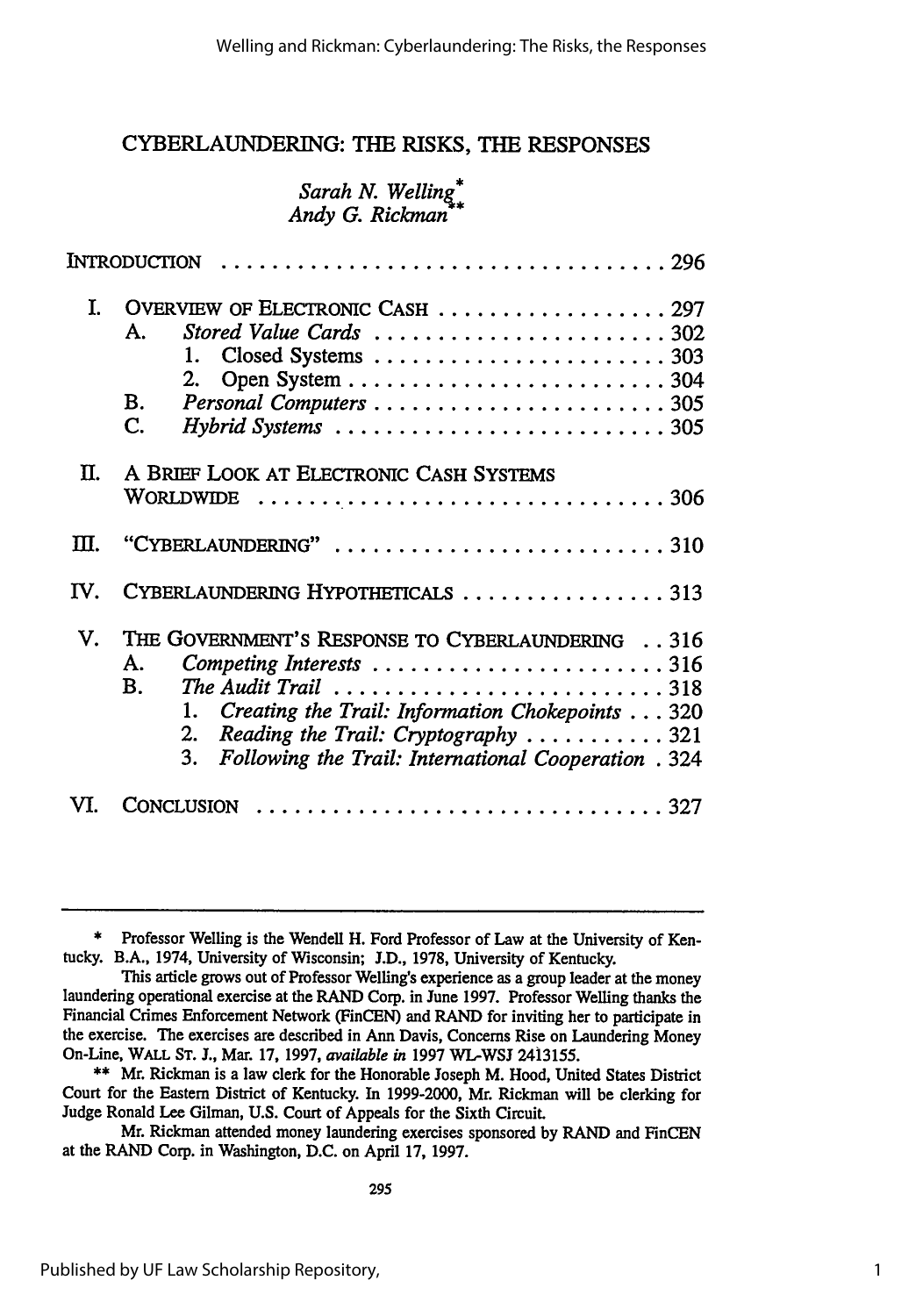# CYBERLAUNDERING: THE RISKS, THE RESPONSES

*Sarah N. Welling* *
*Andy G. Rickman* **

| | | |
|---|---|---|
| INTRODUCTION | | 296 |
| I. | OVERVIEW OF ELECTRONIC CASH | 297 |
| | A. *Stored Value Cards* | 302 |
| | 1. Closed Systems | 303 |
| | 2. Open System | 304 |
| | B. *Personal Computers* | 305 |
| | C. *Hybrid Systems* | 305 |
| II. | A BRIEF LOOK AT ELECTRONIC CASH SYSTEMS WORLDWIDE | 306 |
| III. | "CYBERLAUNDERING" | 310 |
| IV. | CYBERLAUNDERING HYPOTHETICALS | 313 |
| V. | THE GOVERNMENT'S RESPONSE TO CYBERLAUNDERING | 316 |
| | A. *Competing Interests* | 316 |
| | B. *The Audit Trail* | 318 |
| | 1. *Creating the Trail: Information Chokepoints* | 320 |
| | 2. *Reading the Trail: Cryptography* | 321 |
| | 3. *Following the Trail: International Cooperation* | 324 |
| VI. | CONCLUSION | 327 |

---

\* Professor Welling is the Wendell H. Ford Professor of Law at the University of Kentucky. B.A., 1974, University of Wisconsin; J.D., 1978, University of Kentucky.

This article grows out of Professor Welling's experience as a group leader at the money laundering operational exercise at the RAND Corp. in June 1997. Professor Welling thanks the Financial Crimes Enforcement Network (FinCEN) and RAND for inviting her to participate in the exercise. The exercises are described in Ann Davis, Concerns Rise on Laundering Money On-Line, WALL ST. J., Mar. 17, 1997, *available in* 1997 WL-WSJ 2413155.

\*\* Mr. Rickman is a law clerk for the Honorable Joseph M. Hood, United States District Court for the Eastern District of Kentucky. In 1999-2000, Mr. Rickman will be clerking for Judge Ronald Lee Gilman, U.S. Court of Appeals for the Sixth Circuit.

Mr. Rickman attended money laundering exercises sponsored by RAND and FinCEN at the RAND Corp. in Washington, D.C. on April 17, 1997.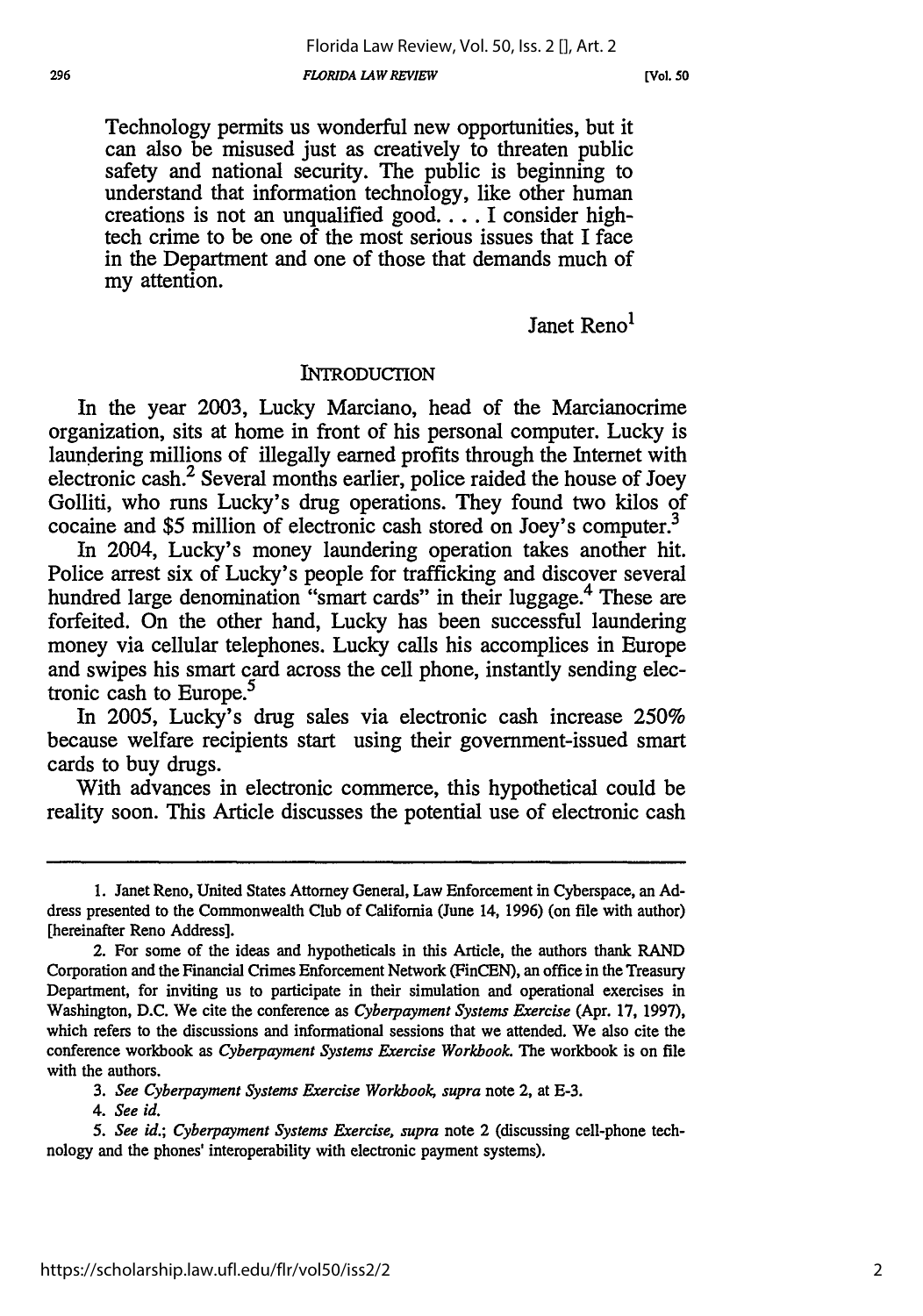> Technology permits us wonderful new opportunities, but it can also be misused just as creatively to threaten public safety and national security. The public is beginning to understand that information technology, like other human creations is not an unqualified good. . . . I consider high-tech crime to be one of the most serious issues that I face in the Department and one of those that demands much of my attention.
>
> Janet Reno[1]

## INTRODUCTION

In the year 2003, Lucky Marciano, head of the Marcianocrime organization, sits at home in front of his personal computer. Lucky is laundering millions of illegally earned profits through the Internet with electronic cash.[2] Several months earlier, police raided the house of Joey Golliti, who runs Lucky's drug operations. They found two kilos of cocaine and $5 million of electronic cash stored on Joey's computer.[3]

In 2004, Lucky's money laundering operation takes another hit. Police arrest six of Lucky's people for trafficking and discover several hundred large denomination "smart cards" in their luggage.[4] These are forfeited. On the other hand, Lucky has been successful laundering money via cellular telephones. Lucky calls his accomplices in Europe and swipes his smart card across the cell phone, instantly sending electronic cash to Europe.[5]

In 2005, Lucky's drug sales via electronic cash increase 250% because welfare recipients start using their government-issued smart cards to buy drugs.

With advances in electronic commerce, this hypothetical could be reality soon. This Article discusses the potential use of electronic cash

---

1. Janet Reno, United States Attorney General, Law Enforcement in Cyberspace, an Address presented to the Commonwealth Club of California (June 14, 1996) (on file with author) [hereinafter Reno Address].

2. For some of the ideas and hypotheticals in this Article, the authors thank RAND Corporation and the Financial Crimes Enforcement Network (FinCEN), an office in the Treasury Department, for inviting us to participate in their simulation and operational exercises in Washington, D.C. We cite the conference as *Cyberpayment Systems Exercise* (Apr. 17, 1997), which refers to the discussions and informational sessions that we attended. We also cite the conference workbook as *Cyberpayment Systems Exercise Workbook*. The workbook is on file with the authors.

3. *See Cyberpayment Systems Exercise Workbook, supra* note 2, at E-3.

4. *See id.*

5. *See id.*; *Cyberpayment Systems Exercise, supra* note 2 (discussing cell-phone technology and the phones' interoperability with electronic payment systems).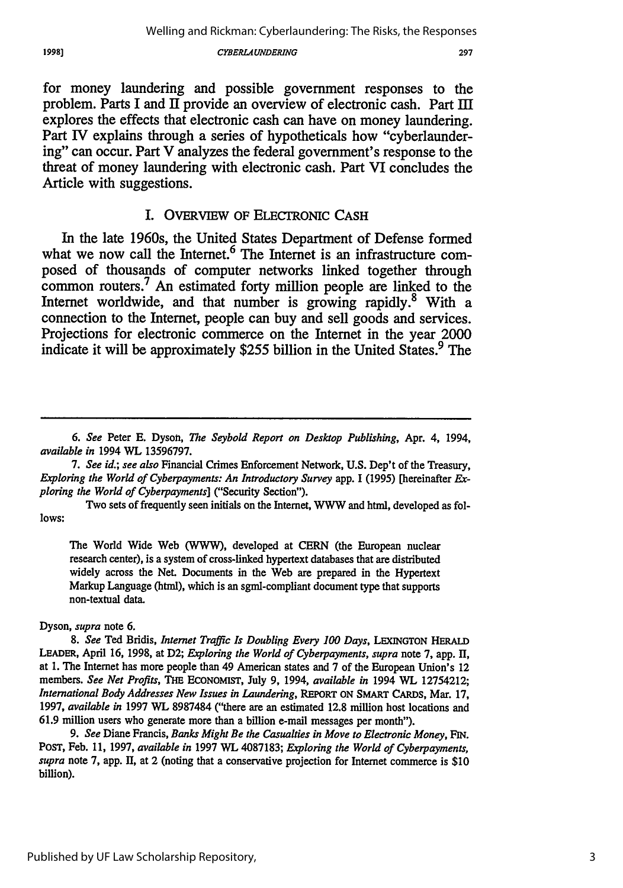for money laundering and possible government responses to the problem. Parts I and II provide an overview of electronic cash. Part III explores the effects that electronic cash can have on money laundering. Part IV explains through a series of hypotheticals how "cyberlaundering" can occur. Part V analyzes the federal government's response to the threat of money laundering with electronic cash. Part VI concludes the Article with suggestions.

## I. OVERVIEW OF ELECTRONIC CASH

In the late 1960s, the United States Department of Defense formed what we now call the Internet.[6] The Internet is an infrastructure composed of thousands of computer networks linked together through common routers.[7] An estimated forty million people are linked to the Internet worldwide, and that number is growing rapidly.[8] With a connection to the Internet, people can buy and sell goods and services. Projections for electronic commerce on the Internet in the year 2000 indicate it will be approximately $255 billion in the United States.[9] The

---

6. *See* Peter E. Dyson, *The Seybold Report on Desktop Publishing*, Apr. 4, 1994, *available in* 1994 WL 13596797.

7. *See id.*; *see also* Financial Crimes Enforcement Network, U.S. Dep't of the Treasury, *Exploring the World of Cyberpayments: An Introductory Survey* app. I (1995) [hereinafter *Exploring the World of Cyberpayments*] ("Security Section").

Two sets of frequently seen initials on the Internet, WWW and html, developed as follows:

> The World Wide Web (WWW), developed at CERN (the European nuclear research center), is a system of cross-linked hypertext databases that are distributed widely across the Net. Documents in the Web are prepared in the Hypertext Markup Language (html), which is an sgml-compliant document type that supports non-textual data.

Dyson, *supra* note 6.

8. *See* Ted Bridis, *Internet Traffic Is Doubling Every 100 Days*, LEXINGTON HERALD LEADER, April 16, 1998, at D2; *Exploring the World of Cyberpayments*, *supra* note 7, app. II, at 1. The Internet has more people than 49 American states and 7 of the European Union's 12 members. *See Net Profits*, THE ECONOMIST, July 9, 1994, *available in* 1994 WL 12754212; *International Body Addresses New Issues in Laundering*, REPORT ON SMART CARDS, Mar. 17, 1997, *available in* 1997 WL 8987484 ("there are an estimated 12.8 million host locations and 61.9 million users who generate more than a billion e-mail messages per month").

9. *See* Diane Francis, *Banks Might Be the Casualties in Move to Electronic Money*, FIN. POST, Feb. 11, 1997, *available in* 1997 WL 4087183; *Exploring the World of Cyberpayments*, *supra* note 7, app. II, at 2 (noting that a conservative projection for Internet commerce is $10 billion).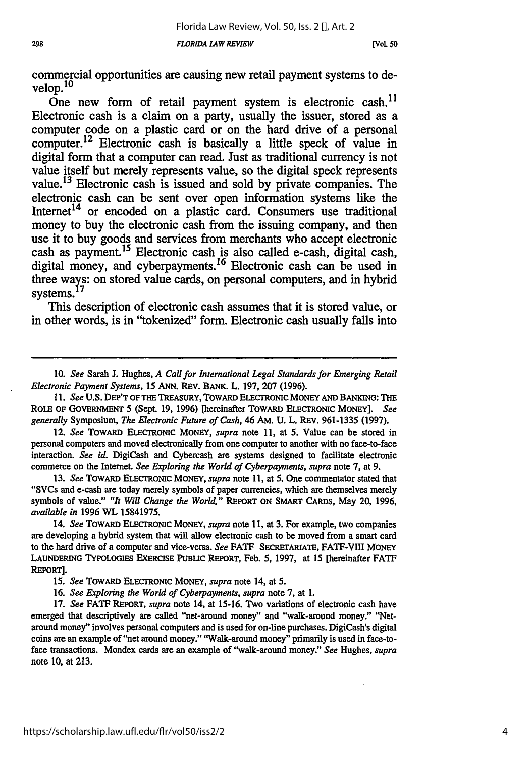commercial opportunities are causing new retail payment systems to develop.[10]

One new form of retail payment system is electronic cash.[11] Electronic cash is a claim on a party, usually the issuer, stored as a computer code on a plastic card or on the hard drive of a personal computer.[12] Electronic cash is basically a little speck of value in digital form that a computer can read. Just as traditional currency is not value itself but merely represents value, so the digital speck represents value.[13] Electronic cash is issued and sold by private companies. The electronic cash can be sent over open information systems like the Internet[14] or encoded on a plastic card. Consumers use traditional money to buy the electronic cash from the issuing company, and then use it to buy goods and services from merchants who accept electronic cash as payment.[15] Electronic cash is also called e-cash, digital cash, digital money, and cyberpayments.[16] Electronic cash can be used in three ways: on stored value cards, on personal computers, and in hybrid systems.[17]

This description of electronic cash assumes that it is stored value, or in other words, is in "tokenized" form. Electronic cash usually falls into

---

10. *See* Sarah J. Hughes, *A Call for International Legal Standards for Emerging Retail Electronic Payment Systems*, 15 ANN. REV. BANK. L. 197, 207 (1996).

11. *See* U.S. DEP'T OF THE TREASURY, TOWARD ELECTRONIC MONEY AND BANKING: THE ROLE OF GOVERNMENT 5 (Sept. 19, 1996) [hereinafter TOWARD ELECTRONIC MONEY]. *See generally* Symposium, *The Electronic Future of Cash*, 46 AM. U. L. REV. 961-1335 (1997).

12. *See* TOWARD ELECTRONIC MONEY, *supra* note 11, at 5. Value can be stored in personal computers and moved electronically from one computer to another with no face-to-face interaction. *See id.* DigiCash and Cybercash are systems designed to facilitate electronic commerce on the Internet. *See Exploring the World of Cyberpayments*, *supra* note 7, at 9.

13. *See* TOWARD ELECTRONIC MONEY, *supra* note 11, at 5. One commentator stated that "SVCs and e-cash are today merely symbols of paper currencies, which are themselves merely symbols of value." *"It Will Change the World,"* REPORT ON SMART CARDS, May 20, 1996, *available in* 1996 WL 15841975.

14. *See* TOWARD ELECTRONIC MONEY, *supra* note 11, at 3. For example, two companies are developing a hybrid system that will allow electronic cash to be moved from a smart card to the hard drive of a computer and vice-versa. *See* FATF SECRETARIATE, FATF-VIII MONEY LAUNDERING TYPOLOGIES EXERCISE PUBLIC REPORT, Feb. 5, 1997, at 15 [hereinafter FATF REPORT].

15. *See* TOWARD ELECTRONIC MONEY, *supra* note 14, at 5.

16. *See Exploring the World of Cyberpayments*, *supra* note 7, at 1.

17. *See* FATF REPORT, *supra* note 14, at 15-16. Two variations of electronic cash have emerged that descriptively are called "net-around money" and "walk-around money." "Net-around money" involves personal computers and is used for on-line purchases. DigiCash's digital coins are an example of "net around money." "Walk-around money" primarily is used in face-to-face transactions. Mondex cards are an example of "walk-around money." *See* Hughes, *supra* note 10, at 213.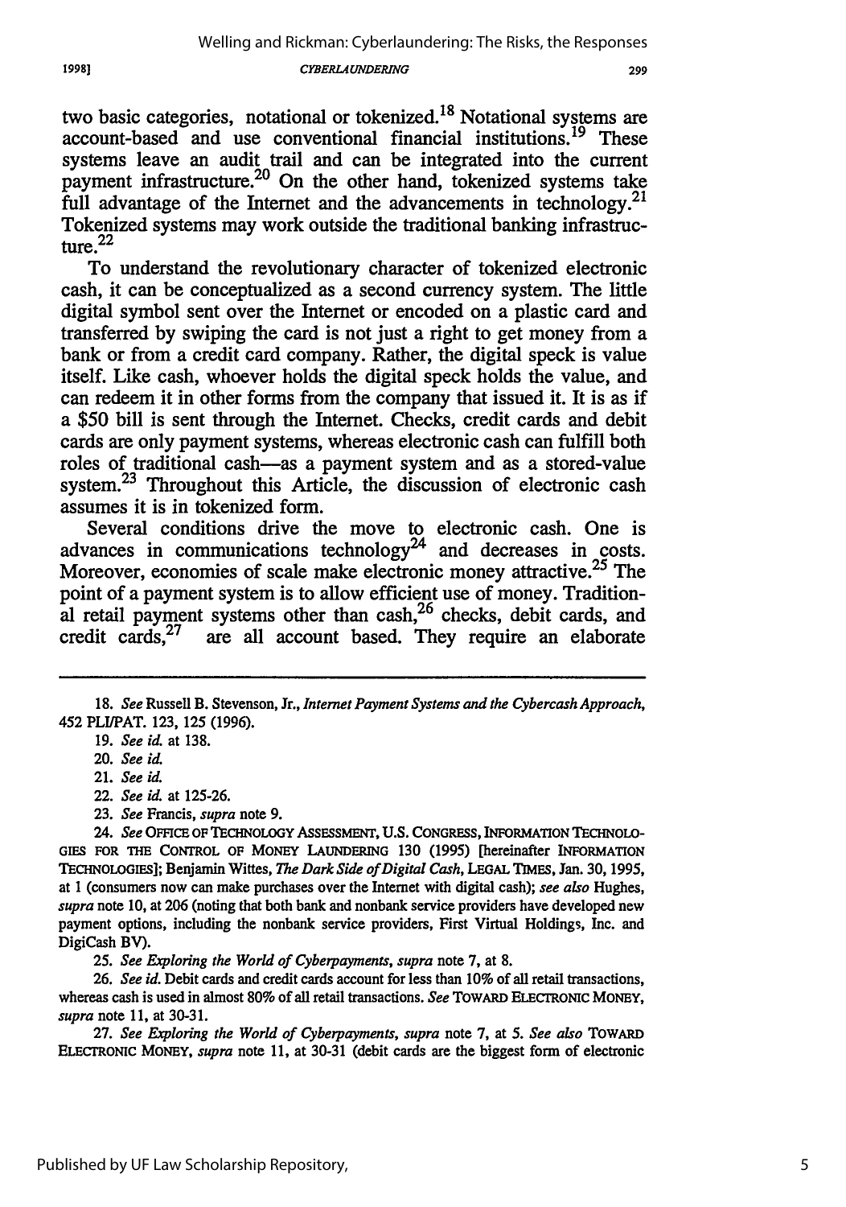two basic categories, notational or tokenized.[18] Notational systems are account-based and use conventional financial institutions.[19] These systems leave an audit trail and can be integrated into the current payment infrastructure.[20] On the other hand, tokenized systems take full advantage of the Internet and the advancements in technology.[21] Tokenized systems may work outside the traditional banking infrastructure.[22]

To understand the revolutionary character of tokenized electronic cash, it can be conceptualized as a second currency system. The little digital symbol sent over the Internet or encoded on a plastic card and transferred by swiping the card is not just a right to get money from a bank or from a credit card company. Rather, the digital speck is value itself. Like cash, whoever holds the digital speck holds the value, and can redeem it in other forms from the company that issued it. It is as if a $50 bill is sent through the Internet. Checks, credit cards and debit cards are only payment systems, whereas electronic cash can fulfill both roles of traditional cash—as a payment system and as a stored-value system.[23] Throughout this Article, the discussion of electronic cash assumes it is in tokenized form.

Several conditions drive the move to electronic cash. One is advances in communications technology[24] and decreases in costs. Moreover, economies of scale make electronic money attractive.[25] The point of a payment system is to allow efficient use of money. Traditional retail payment systems other than cash,[26] checks, debit cards, and credit cards,[27] are all account based. They require an elaborate

---

18. *See* Russell B. Stevenson, Jr., *Internet Payment Systems and the Cybercash Approach*, 452 PLI/PAT. 123, 125 (1996).

19. *See id.* at 138.

20. *See id.*

21. *See id.*

22. *See id.* at 125-26.

23. *See* Francis, *supra* note 9.

24. *See* OFFICE OF TECHNOLOGY ASSESSMENT, U.S. CONGRESS, INFORMATION TECHNOLOGIES FOR THE CONTROL OF MONEY LAUNDERING 130 (1995) [hereinafter INFORMATION TECHNOLOGIES]; Benjamin Wittes, *The Dark Side of Digital Cash*, LEGAL TIMES, Jan. 30, 1995, at 1 (consumers now can make purchases over the Internet with digital cash); *see also* Hughes, *supra* note 10, at 206 (noting that both bank and nonbank service providers have developed new payment options, including the nonbank service providers, First Virtual Holdings, Inc. and DigiCash BV).

25. *See Exploring the World of Cyberpayments*, *supra* note 7, at 8.

26. *See id.* Debit cards and credit cards account for less than 10% of all retail transactions, whereas cash is used in almost 80% of all retail transactions. *See* TOWARD ELECTRONIC MONEY, *supra* note 11, at 30-31.

27. *See Exploring the World of Cyberpayments*, *supra* note 7, at 5. *See also* TOWARD ELECTRONIC MONEY, *supra* note 11, at 30-31 (debit cards are the biggest form of electronic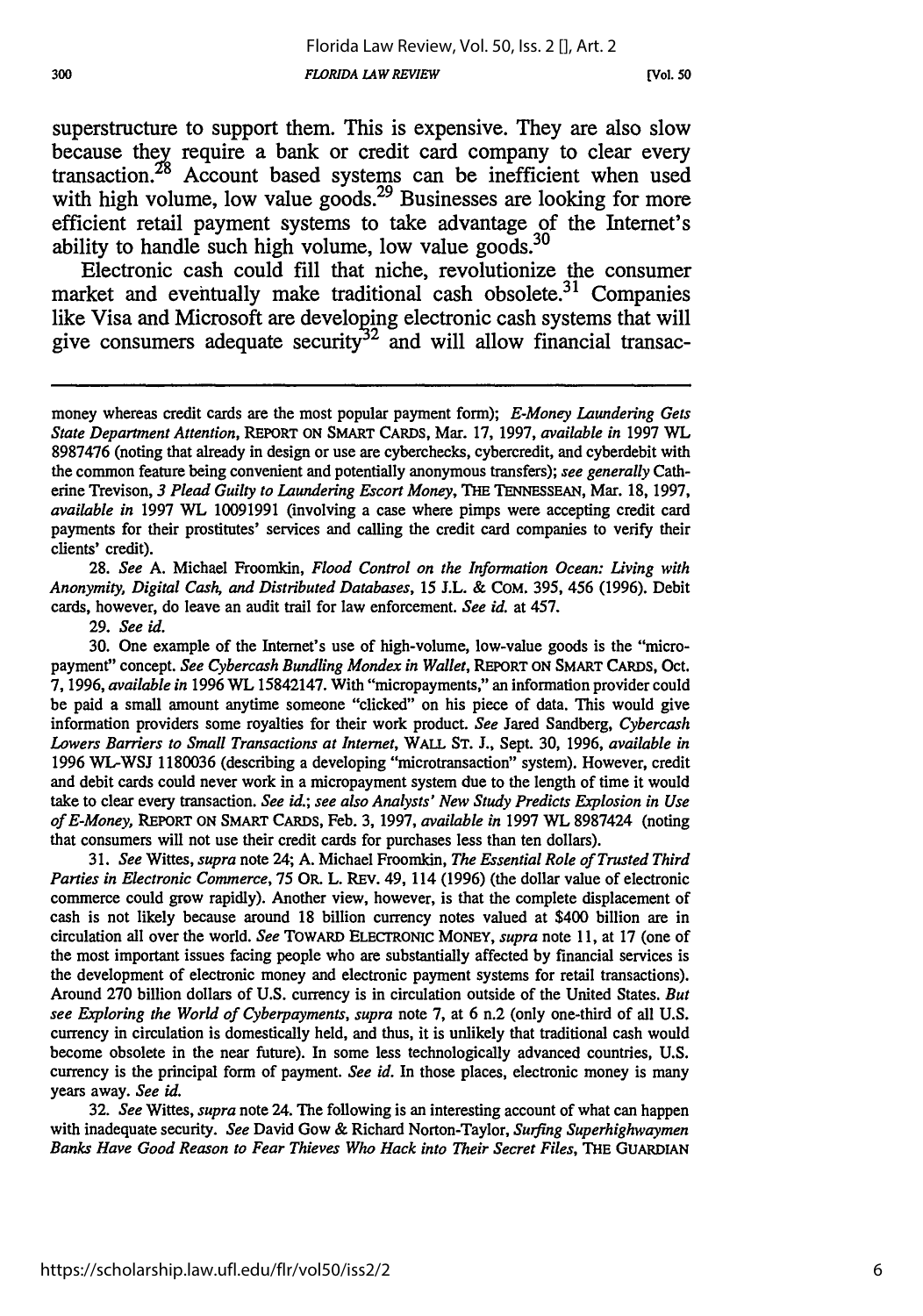superstructure to support them. This is expensive. They are also slow because they require a bank or credit card company to clear every transaction.[28] Account based systems can be inefficient when used with high volume, low value goods.[29] Businesses are looking for more efficient retail payment systems to take advantage of the Internet's ability to handle such high volume, low value goods.[30]

Electronic cash could fill that niche, revolutionize the consumer market and eventually make traditional cash obsolete.[31] Companies like Visa and Microsoft are developing electronic cash systems that will give consumers adequate security[32] and will allow financial transac-

---

money whereas credit cards are the most popular payment form); *E-Money Laundering Gets State Department Attention*, REPORT ON SMART CARDS, Mar. 17, 1997, *available in* 1997 WL 8987476 (noting that already in design or use are cyberchecks, cybercredit, and cyberdebit with the common feature being convenient and potentially anonymous transfers); *see generally* Catherine Trevison, *3 Plead Guilty to Laundering Escort Money*, THE TENNESSEAN, Mar. 18, 1997, *available in* 1997 WL 10091991 (involving a case where pimps were accepting credit card payments for their prostitutes' services and calling the credit card companies to verify their clients' credit).

28. *See* A. Michael Froomkin, *Flood Control on the Information Ocean: Living with Anonymity, Digital Cash, and Distributed Databases*, 15 J.L. & COM. 395, 456 (1996). Debit cards, however, do leave an audit trail for law enforcement. *See id.* at 457.

29. *See id.*

30. One example of the Internet's use of high-volume, low-value goods is the "micropayment" concept. *See Cybercash Bundling Mondex in Wallet*, REPORT ON SMART CARDS, Oct. 7, 1996, *available in* 1996 WL 15842147. With "micropayments," an information provider could be paid a small amount anytime someone "clicked" on his piece of data. This would give information providers some royalties for their work product. *See* Jared Sandberg, *Cybercash Lowers Barriers to Small Transactions at Internet*, WALL ST. J., Sept. 30, 1996, *available in* 1996 WL-WSJ 1180036 (describing a developing "microtransaction" system). However, credit and debit cards could never work in a micropayment system due to the length of time it would take to clear every transaction. *See id.*; *see also Analysts' New Study Predicts Explosion in Use of E-Money*, REPORT ON SMART CARDS, Feb. 3, 1997, *available in* 1997 WL 8987424 (noting that consumers will not use their credit cards for purchases less than ten dollars).

31. *See* Wittes, *supra* note 24; A. Michael Froomkin, *The Essential Role of Trusted Third Parties in Electronic Commerce*, 75 OR. L. REV. 49, 114 (1996) (the dollar value of electronic commerce could grow rapidly). Another view, however, is that the complete displacement of cash is not likely because around 18 billion currency notes valued at $400 billion are in circulation all over the world. *See* TOWARD ELECTRONIC MONEY, *supra* note 11, at 17 (one of the most important issues facing people who are substantially affected by financial services is the development of electronic money and electronic payment systems for retail transactions). Around 270 billion dollars of U.S. currency is in circulation outside of the United States. *But see Exploring the World of Cyberpayments*, *supra* note 7, at 6 n.2 (only one-third of all U.S. currency in circulation is domestically held, and thus, it is unlikely that traditional cash would become obsolete in the near future). In some less technologically advanced countries, U.S. currency is the principal form of payment. *See id.* In those places, electronic money is many years away. *See id.*

32. *See* Wittes, *supra* note 24. The following is an interesting account of what can happen with inadequate security. *See* David Gow & Richard Norton-Taylor, *Surfing Superhighwaymen Banks Have Good Reason to Fear Thieves Who Hack into Their Secret Files*, THE GUARDIAN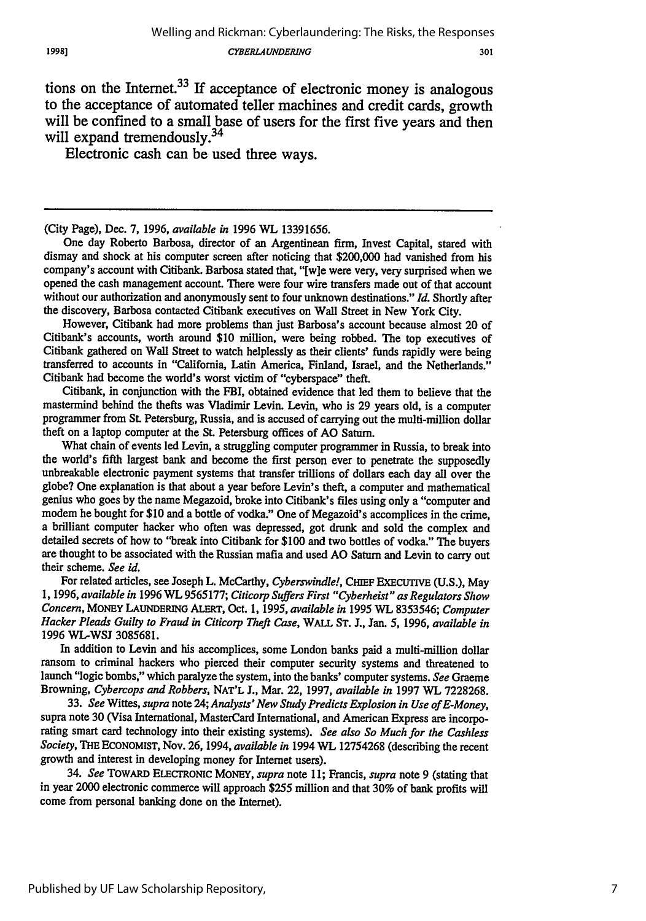tions on the Internet.[33] If acceptance of electronic money is analogous to the acceptance of automated teller machines and credit cards, growth will be confined to a small base of users for the first five years and then will expand tremendously.[34]

Electronic cash can be used three ways.

---

(City Page), Dec. 7, 1996, *available in* 1996 WL 13391656.

One day Roberto Barbosa, director of an Argentinean firm, Invest Capital, stared with dismay and shock at his computer screen after noticing that $200,000 had vanished from his company's account with Citibank. Barbosa stated that, "[w]e were very, very surprised when we opened the cash management account. There were four wire transfers made out of that account without our authorization and anonymously sent to four unknown destinations." *Id.* Shortly after the discovery, Barbosa contacted Citibank executives on Wall Street in New York City.

However, Citibank had more problems than just Barbosa's account because almost 20 of Citibank's accounts, worth around $10 million, were being robbed. The top executives of Citibank gathered on Wall Street to watch helplessly as their clients' funds rapidly were being transferred to accounts in "California, Latin America, Finland, Israel, and the Netherlands." Citibank had become the world's worst victim of "cyberspace" theft.

Citibank, in conjunction with the FBI, obtained evidence that led them to believe that the mastermind behind the thefts was Vladimir Levin. Levin, who is 29 years old, is a computer programmer from St. Petersburg, Russia, and is accused of carrying out the multi-million dollar theft on a laptop computer at the St. Petersburg offices of AO Saturn.

What chain of events led Levin, a struggling computer programmer in Russia, to break into the world's fifth largest bank and become the first person ever to penetrate the supposedly unbreakable electronic payment systems that transfer trillions of dollars each day all over the globe? One explanation is that about a year before Levin's theft, a computer and mathematical genius who goes by the name Megazoid, broke into Citibank's files using only a "computer and modem he bought for $10 and a bottle of vodka." One of Megazoid's accomplices in the crime, a brilliant computer hacker who often was depressed, got drunk and sold the complex and detailed secrets of how to "break into Citibank for $100 and two bottles of vodka." The buyers are thought to be associated with the Russian mafia and used AO Saturn and Levin to carry out their scheme. *See id.*

For related articles, see Joseph L. McCarthy, *Cyberswindle!*, CHIEF EXECUTIVE (U.S.), May 1, 1996, *available in* 1996 WL 9565177; *Citicorp Suffers First "Cyberheist" as Regulators Show Concern*, MONEY LAUNDERING ALERT, Oct. 1, 1995, *available in* 1995 WL 8353546; *Computer Hacker Pleads Guilty to Fraud in Citicorp Theft Case*, WALL ST. J., Jan. 5, 1996, *available in* 1996 WL-WSJ 3085681.

In addition to Levin and his accomplices, some London banks paid a multi-million dollar ransom to criminal hackers who pierced their computer security systems and threatened to launch "logic bombs," which paralyze the system, into the banks' computer systems. *See* Graeme Browning, *Cybercops and Robbers*, NAT'L J., Mar. 22, 1997, *available in* 1997 WL 7228268.

33. *See* Wittes, *supra* note 24; *Analysts' New Study Predicts Explosion in Use of E-Money*, supra note 30 (Visa International, MasterCard International, and American Express are incorporating smart card technology into their existing systems). *See also So Much for the Cashless Society*, THE ECONOMIST, Nov. 26, 1994, *available in* 1994 WL 12754268 (describing the recent growth and interest in developing money for Internet users).

34. *See* TOWARD ELECTRONIC MONEY, *supra* note 11; Francis, *supra* note 9 (stating that in year 2000 electronic commerce will approach $255 million and that 30% of bank profits will come from personal banking done on the Internet).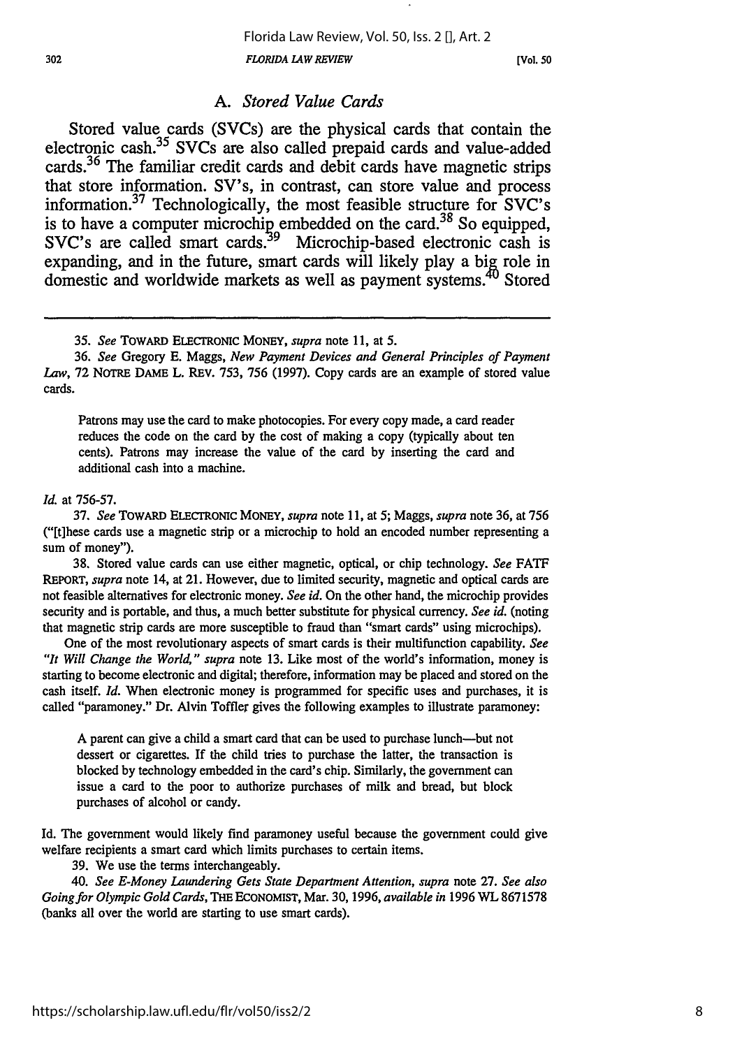## A. *Stored Value Cards*

Stored value cards (SVCs) are the physical cards that contain the electronic cash.[35] SVCs are also called prepaid cards and value-added cards.[36] The familiar credit cards and debit cards have magnetic strips that store information. SV's, in contrast, can store value and process information.[37] Technologically, the most feasible structure for SVC's is to have a computer microchip embedded on the card.[38] So equipped, SVC's are called smart cards.[39] Microchip-based electronic cash is expanding, and in the future, smart cards will likely play a big role in domestic and worldwide markets as well as payment systems.[40] Stored

---

35. *See* TOWARD ELECTRONIC MONEY, *supra* note 11, at 5.

36. *See* Gregory E. Maggs, *New Payment Devices and General Principles of Payment Law*, 72 NOTRE DAME L. REV. 753, 756 (1997). Copy cards are an example of stored value cards.

> Patrons may use the card to make photocopies. For every copy made, a card reader reduces the code on the card by the cost of making a copy (typically about ten cents). Patrons may increase the value of the card by inserting the card and additional cash into a machine.

*Id.* at 756-57.

37. *See* TOWARD ELECTRONIC MONEY, *supra* note 11, at 5; Maggs, *supra* note 36, at 756 ("[t]hese cards use a magnetic strip or a microchip to hold an encoded number representing a sum of money").

38. Stored value cards can use either magnetic, optical, or chip technology. *See* FATF REPORT, *supra* note 14, at 21. However, due to limited security, magnetic and optical cards are not feasible alternatives for electronic money. *See id.* On the other hand, the microchip provides security and is portable, and thus, a much better substitute for physical currency. *See id.* (noting that magnetic strip cards are more susceptible to fraud than "smart cards" using microchips).

One of the most revolutionary aspects of smart cards is their multifunction capability. *See "It Will Change the World," supra* note 13. Like most of the world's information, money is starting to become electronic and digital; therefore, information may be placed and stored on the cash itself. *Id.* When electronic money is programmed for specific uses and purchases, it is called "paramoney." Dr. Alvin Toffler gives the following examples to illustrate paramoney:

> A parent can give a child a smart card that can be used to purchase lunch—but not dessert or cigarettes. If the child tries to purchase the latter, the transaction is blocked by technology embedded in the card's chip. Similarly, the government can issue a card to the poor to authorize purchases of milk and bread, but block purchases of alcohol or candy.

Id. The government would likely find paramoney useful because the government could give welfare recipients a smart card which limits purchases to certain items.

39. We use the terms interchangeably.

40. *See E-Money Laundering Gets State Department Attention, supra* note 27. *See also Going for Olympic Gold Cards*, THE ECONOMIST, Mar. 30, 1996, *available in* 1996 WL 8671578 (banks all over the world are starting to use smart cards).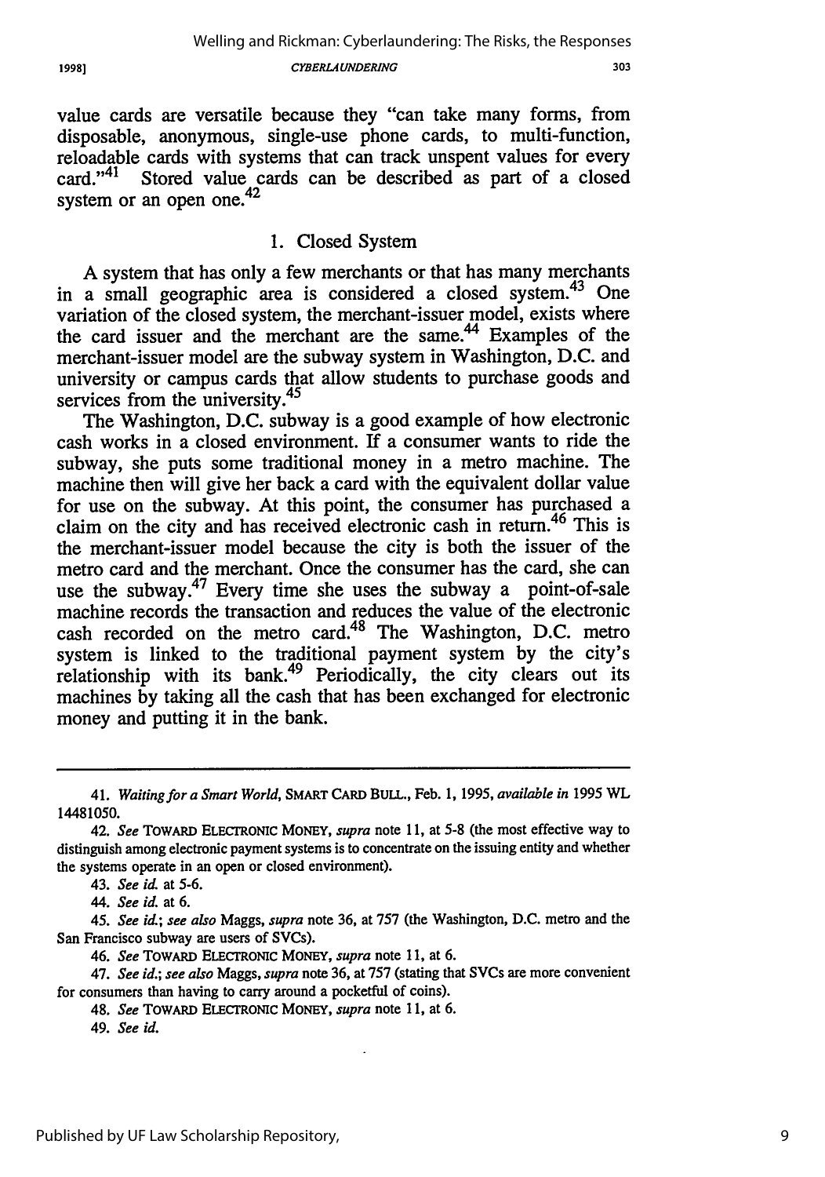value cards are versatile because they "can take many forms, from disposable, anonymous, single-use phone cards, to multi-function, reloadable cards with systems that can track unspent values for every card."[41] Stored value cards can be described as part of a closed system or an open one.[42]

### 1. Closed System

A system that has only a few merchants or that has many merchants in a small geographic area is considered a closed system.[43] One variation of the closed system, the merchant-issuer model, exists where the card issuer and the merchant are the same.[44] Examples of the merchant-issuer model are the subway system in Washington, D.C. and university or campus cards that allow students to purchase goods and services from the university.[45]

The Washington, D.C. subway is a good example of how electronic cash works in a closed environment. If a consumer wants to ride the subway, she puts some traditional money in a metro machine. The machine then will give her back a card with the equivalent dollar value for use on the subway. At this point, the consumer has purchased a claim on the city and has received electronic cash in return.[46] This is the merchant-issuer model because the city is both the issuer of the metro card and the merchant. Once the consumer has the card, she can use the subway.[47] Every time she uses the subway a point-of-sale machine records the transaction and reduces the value of the electronic cash recorded on the metro card.[48] The Washington, D.C. metro system is linked to the traditional payment system by the city's relationship with its bank.[49] Periodically, the city clears out its machines by taking all the cash that has been exchanged for electronic money and putting it in the bank.

---

41. *Waiting for a Smart World*, SMART CARD BULL., Feb. 1, 1995, *available in* 1995 WL 14481050.

42. *See* TOWARD ELECTRONIC MONEY, *supra* note 11, at 5-8 (the most effective way to distinguish among electronic payment systems is to concentrate on the issuing entity and whether the systems operate in an open or closed environment).

43. *See id.* at 5-6.

44. *See id.* at 6.

45. *See id.*; *see also* Maggs, *supra* note 36, at 757 (the Washington, D.C. metro and the San Francisco subway are users of SVCs).

46. *See* TOWARD ELECTRONIC MONEY, *supra* note 11, at 6.

47. *See id.*; *see also* Maggs, *supra* note 36, at 757 (stating that SVCs are more convenient for consumers than having to carry around a pocketful of coins).

48. *See* TOWARD ELECTRONIC MONEY, *supra* note 11, at 6.

49. *See id.*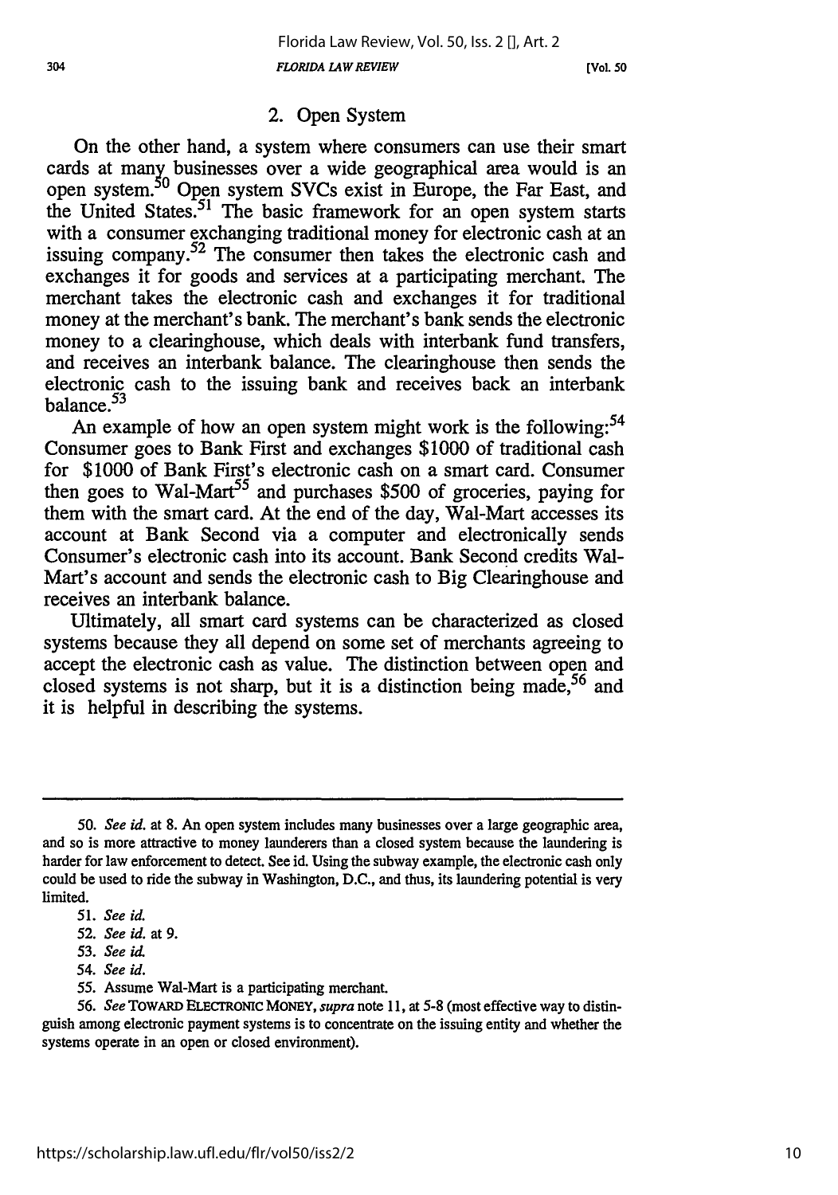### 2. Open System

On the other hand, a system where consumers can use their smart cards at many businesses over a wide geographical area would is an open system.[50] Open system SVCs exist in Europe, the Far East, and the United States.[51] The basic framework for an open system starts with a consumer exchanging traditional money for electronic cash at an issuing company.[52] The consumer then takes the electronic cash and exchanges it for goods and services at a participating merchant. The merchant takes the electronic cash and exchanges it for traditional money at the merchant's bank. The merchant's bank sends the electronic money to a clearinghouse, which deals with interbank fund transfers, and receives an interbank balance. The clearinghouse then sends the electronic cash to the issuing bank and receives back an interbank balance.[53]

An example of how an open system might work is the following:[54] Consumer goes to Bank First and exchanges $1000 of traditional cash for $1000 of Bank First's electronic cash on a smart card. Consumer then goes to Wal-Mart[55] and purchases $500 of groceries, paying for them with the smart card. At the end of the day, Wal-Mart accesses its account at Bank Second via a computer and electronically sends Consumer's electronic cash into its account. Bank Second credits Wal-Mart's account and sends the electronic cash to Big Clearinghouse and receives an interbank balance.

Ultimately, all smart card systems can be characterized as closed systems because they all depend on some set of merchants agreeing to accept the electronic cash as value. The distinction between open and closed systems is not sharp, but it is a distinction being made,[56] and it is helpful in describing the systems.

---

50. *See id.* at 8. An open system includes many businesses over a large geographic area, and so is more attractive to money launderers than a closed system because the laundering is harder for law enforcement to detect. See id. Using the subway example, the electronic cash only could be used to ride the subway in Washington, D.C., and thus, its laundering potential is very limited.

51. *See id.*

52. *See id.* at 9.

53. *See id.*

54. *See id.*

55. Assume Wal-Mart is a participating merchant.

56. *See* TOWARD ELECTRONIC MONEY, *supra* note 11, at 5-8 (most effective way to distinguish among electronic payment systems is to concentrate on the issuing entity and whether the systems operate in an open or closed environment).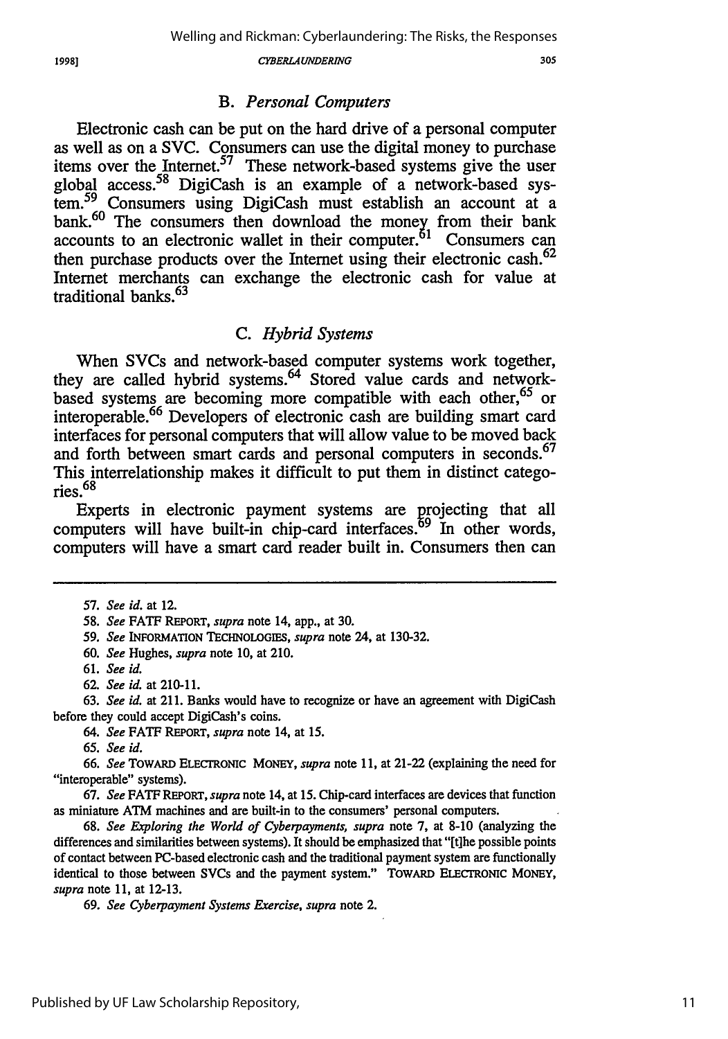### B. *Personal Computers*

Electronic cash can be put on the hard drive of a personal computer as well as on a SVC. Consumers can use the digital money to purchase items over the Internet.[57] These network-based systems give the user global access.[58] DigiCash is an example of a network-based system.[59] Consumers using DigiCash must establish an account at a bank.[60] The consumers then download the money from their bank accounts to an electronic wallet in their computer.[61] Consumers can then purchase products over the Internet using their electronic cash.[62] Internet merchants can exchange the electronic cash for value at traditional banks.[63]

### C. *Hybrid Systems*

When SVCs and network-based computer systems work together, they are called hybrid systems.[64] Stored value cards and network-based systems are becoming more compatible with each other,[65] or interoperable.[66] Developers of electronic cash are building smart card interfaces for personal computers that will allow value to be moved back and forth between smart cards and personal computers in seconds.[67] This interrelationship makes it difficult to put them in distinct categories.[68]

Experts in electronic payment systems are projecting that all computers will have built-in chip-card interfaces.[69] In other words, computers will have a smart card reader built in. Consumers then can

---

57. *See id.* at 12.

58. *See* FATF REPORT, *supra* note 14, app., at 30.

59. *See* INFORMATION TECHNOLOGIES, *supra* note 24, at 130-32.

60. *See* Hughes, *supra* note 10, at 210.

61. *See id.*

62. *See id.* at 210-11.

63. *See id.* at 211. Banks would have to recognize or have an agreement with DigiCash before they could accept DigiCash's coins.

64. *See* FATF REPORT, *supra* note 14, at 15.

65. *See id.*

66. *See* TOWARD ELECTRONIC MONEY, *supra* note 11, at 21-22 (explaining the need for "interoperable" systems).

67. *See* FATF REPORT, *supra* note 14, at 15. Chip-card interfaces are devices that function as miniature ATM machines and are built-in to the consumers' personal computers.

68. *See Exploring the World of Cyberpayments*, *supra* note 7, at 8-10 (analyzing the differences and similarities between systems). It should be emphasized that "[t]he possible points of contact between PC-based electronic cash and the traditional payment system are functionally identical to those between SVCs and the payment system." TOWARD ELECTRONIC MONEY, *supra* note 11, at 12-13.

69. *See Cyberpayment Systems Exercise*, *supra* note 2.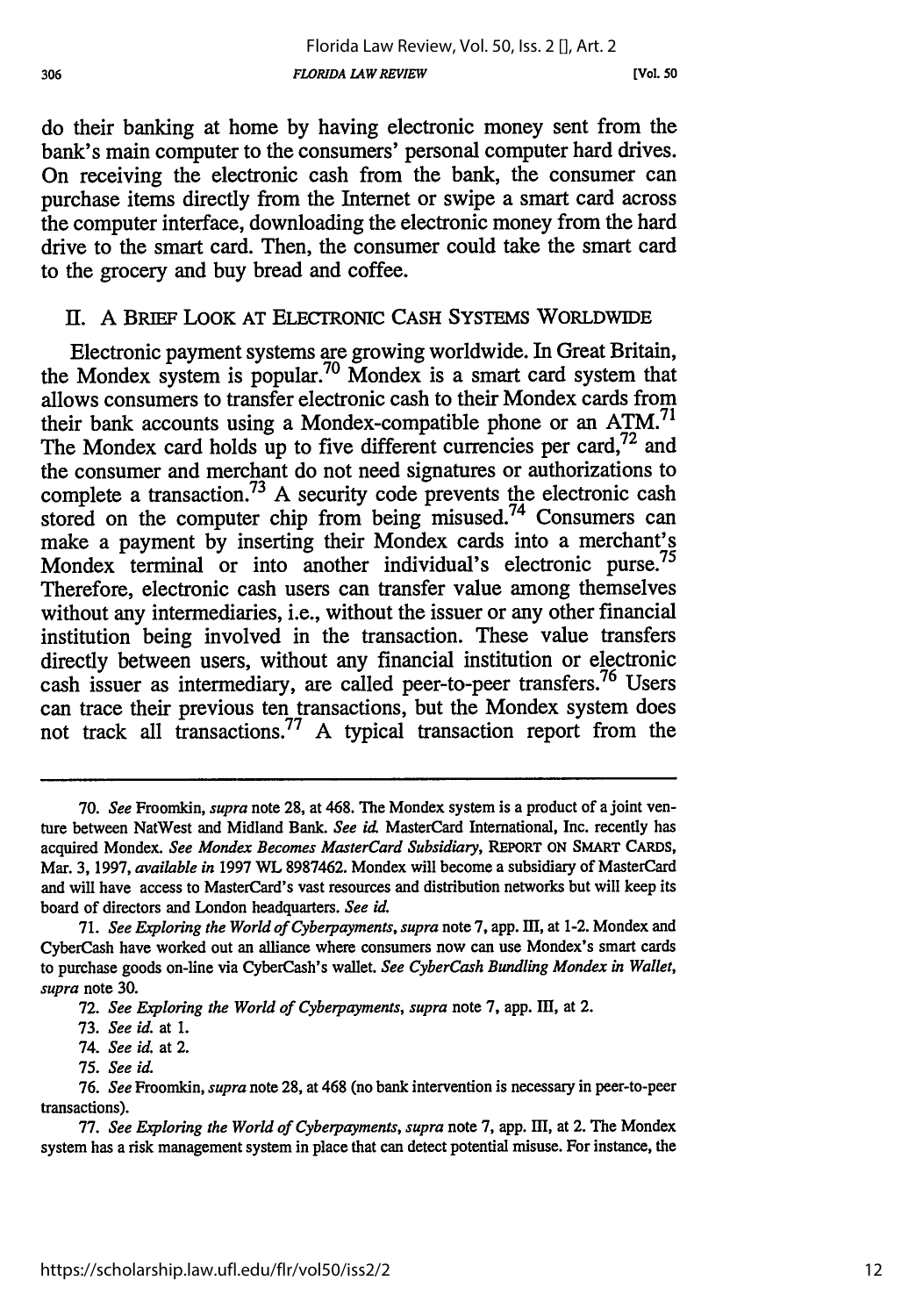do their banking at home by having electronic money sent from the bank's main computer to the consumers' personal computer hard drives. On receiving the electronic cash from the bank, the consumer can purchase items directly from the Internet or swipe a smart card across the computer interface, downloading the electronic money from the hard drive to the smart card. Then, the consumer could take the smart card to the grocery and buy bread and coffee.

## II. A BRIEF LOOK AT ELECTRONIC CASH SYSTEMS WORLDWIDE

Electronic payment systems are growing worldwide. In Great Britain, the Mondex system is popular.[70] Mondex is a smart card system that allows consumers to transfer electronic cash to their Mondex cards from their bank accounts using a Mondex-compatible phone or an ATM.[71] The Mondex card holds up to five different currencies per card,[72] and the consumer and merchant do not need signatures or authorizations to complete a transaction.[73] A security code prevents the electronic cash stored on the computer chip from being misused.[74] Consumers can make a payment by inserting their Mondex cards into a merchant's Mondex terminal or into another individual's electronic purse.[75] Therefore, electronic cash users can transfer value among themselves without any intermediaries, i.e., without the issuer or any other financial institution being involved in the transaction. These value transfers directly between users, without any financial institution or electronic cash issuer as intermediary, are called peer-to-peer transfers.[76] Users can trace their previous ten transactions, but the Mondex system does not track all transactions.[77] A typical transaction report from the

---

70. *See* Froomkin, *supra* note 28, at 468. The Mondex system is a product of a joint venture between NatWest and Midland Bank. *See id.* MasterCard International, Inc. recently has acquired Mondex. *See Mondex Becomes MasterCard Subsidiary*, REPORT ON SMART CARDS, Mar. 3, 1997, *available in* 1997 WL 8987462. Mondex will become a subsidiary of MasterCard and will have access to MasterCard's vast resources and distribution networks but will keep its board of directors and London headquarters. *See id.*

71. *See Exploring the World of Cyberpayments*, *supra* note 7, app. III, at 1-2. Mondex and CyberCash have worked out an alliance where consumers now can use Mondex's smart cards to purchase goods on-line via CyberCash's wallet. *See CyberCash Bundling Mondex in Wallet*, *supra* note 30.

72. *See Exploring the World of Cyberpayments*, *supra* note 7, app. III, at 2.

73. *See id.* at 1.

74. *See id.* at 2.

75. *See id.*

76. *See* Froomkin, *supra* note 28, at 468 (no bank intervention is necessary in peer-to-peer transactions).

77. *See Exploring the World of Cyberpayments*, *supra* note 7, app. III, at 2. The Mondex system has a risk management system in place that can detect potential misuse. For instance, the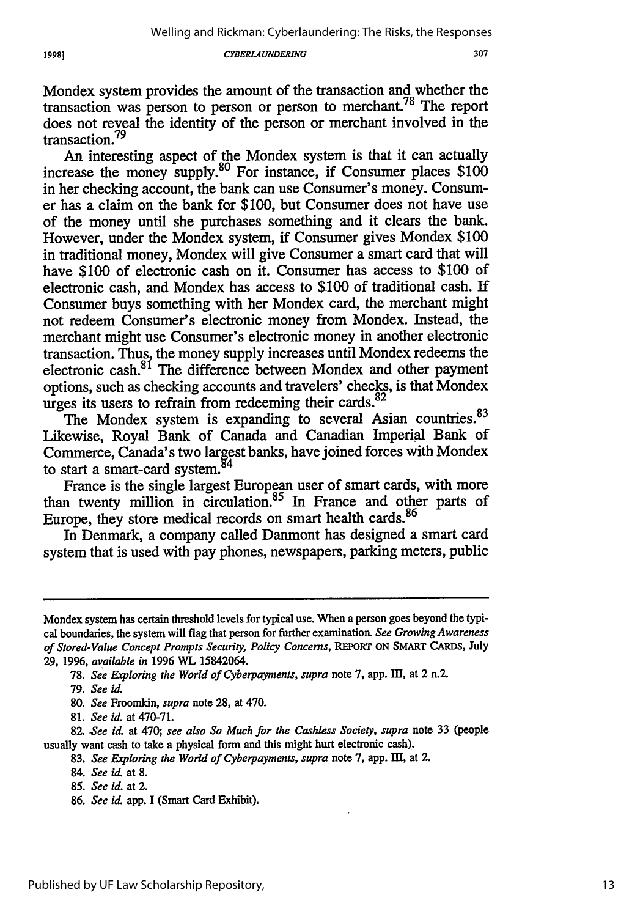Mondex system provides the amount of the transaction and whether the transaction was person to person or person to merchant.[78] The report does not reveal the identity of the person or merchant involved in the transaction.[79]

An interesting aspect of the Mondex system is that it can actually increase the money supply.[80] For instance, if Consumer places $100 in her checking account, the bank can use Consumer's money. Consumer has a claim on the bank for $100, but Consumer does not have use of the money until she purchases something and it clears the bank. However, under the Mondex system, if Consumer gives Mondex $100 in traditional money, Mondex will give Consumer a smart card that will have $100 of electronic cash on it. Consumer has access to $100 of electronic cash, and Mondex has access to $100 of traditional cash. If Consumer buys something with her Mondex card, the merchant might not redeem Consumer's electronic money from Mondex. Instead, the merchant might use Consumer's electronic money in another electronic transaction. Thus, the money supply increases until Mondex redeems the electronic cash.[81] The difference between Mondex and other payment options, such as checking accounts and travelers' checks, is that Mondex urges its users to refrain from redeeming their cards.[82]

The Mondex system is expanding to several Asian countries.[83] Likewise, Royal Bank of Canada and Canadian Imperial Bank of Commerce, Canada's two largest banks, have joined forces with Mondex to start a smart-card system.[84]

France is the single largest European user of smart cards, with more than twenty million in circulation.[85] In France and other parts of Europe, they store medical records on smart health cards.[86]

In Denmark, a company called Danmont has designed a smart card system that is used with pay phones, newspapers, parking meters, public

---

Mondex system has certain threshold levels for typical use. When a person goes beyond the typical boundaries, the system will flag that person for further examination. *See Growing Awareness of Stored-Value Concept Prompts Security, Policy Concerns*, REPORT ON SMART CARDS, July 29, 1996, *available in* 1996 WL 15842064.

78. *See Exploring the World of Cyberpayments*, *supra* note 7, app. III, at 2 n.2.

79. *See id.*

80. *See* Froomkin, *supra* note 28, at 470.

81. *See id.* at 470-71.

82. *See id.* at 470; *see also So Much for the Cashless Society*, *supra* note 33 (people usually want cash to take a physical form and this might hurt electronic cash).

83. *See Exploring the World of Cyberpayments*, *supra* note 7, app. III, at 2.

84. *See id.* at 8.

85. *See id.* at 2.

86. *See id.* app. I (Smart Card Exhibit).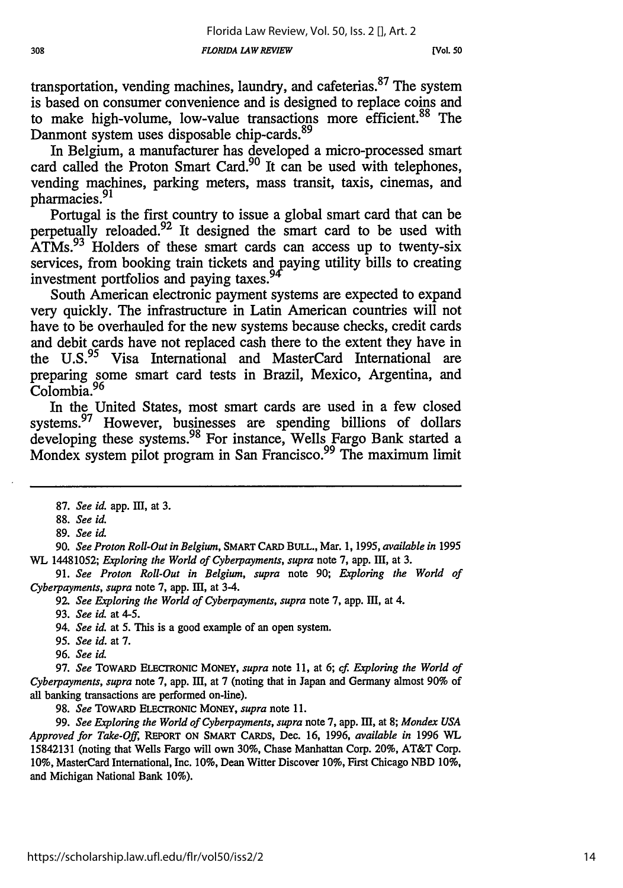transportation, vending machines, laundry, and cafeterias.[87] The system is based on consumer convenience and is designed to replace coins and to make high-volume, low-value transactions more efficient.[88] The Danmont system uses disposable chip-cards.[89]

In Belgium, a manufacturer has developed a micro-processed smart card called the Proton Smart Card.[90] It can be used with telephones, vending machines, parking meters, mass transit, taxis, cinemas, and pharmacies.[91]

Portugal is the first country to issue a global smart card that can be perpetually reloaded.[92] It designed the smart card to be used with ATMs.[93] Holders of these smart cards can access up to twenty-six services, from booking train tickets and paying utility bills to creating investment portfolios and paying taxes.[94]

South American electronic payment systems are expected to expand very quickly. The infrastructure in Latin American countries will not have to be overhauled for the new systems because checks, credit cards and debit cards have not replaced cash there to the extent they have in the U.S.[95] Visa International and MasterCard International are preparing some smart card tests in Brazil, Mexico, Argentina, and Colombia.[96]

In the United States, most smart cards are used in a few closed systems.[97] However, businesses are spending billions of dollars developing these systems.[98] For instance, Wells Fargo Bank started a Mondex system pilot program in San Francisco.[99] The maximum limit

---

87. *See id.* app. III, at 3.

88. *See id.*

89. *See id.*

90. *See Proton Roll-Out in Belgium*, SMART CARD BULL., Mar. 1, 1995, *available in* 1995 WL 14481052; *Exploring the World of Cyberpayments*, *supra* note 7, app. III, at 3.

91. *See Proton Roll-Out in Belgium*, *supra* note 90; *Exploring the World of Cyberpayments*, *supra* note 7, app. III, at 3-4.

92. *See Exploring the World of Cyberpayments*, *supra* note 7, app. III, at 4.

93. *See id.* at 4-5.

94. *See id.* at 5. This is a good example of an open system.

95. *See id.* at 7.

96. *See id.*

97. *See* TOWARD ELECTRONIC MONEY, *supra* note 11, at 6; *cf. Exploring the World of Cyberpayments*, *supra* note 7, app. III, at 7 (noting that in Japan and Germany almost 90% of all banking transactions are performed on-line).

98. *See* TOWARD ELECTRONIC MONEY, *supra* note 11.

99. *See Exploring the World of Cyberpayments*, *supra* note 7, app. III, at 8; *Mondex USA Approved for Take-Off*, REPORT ON SMART CARDS, Dec. 16, 1996, *available in* 1996 WL 15842131 (noting that Wells Fargo will own 30%, Chase Manhattan Corp. 20%, AT&T Corp. 10%, MasterCard International, Inc. 10%, Dean Witter Discover 10%, First Chicago NBD 10%, and Michigan National Bank 10%).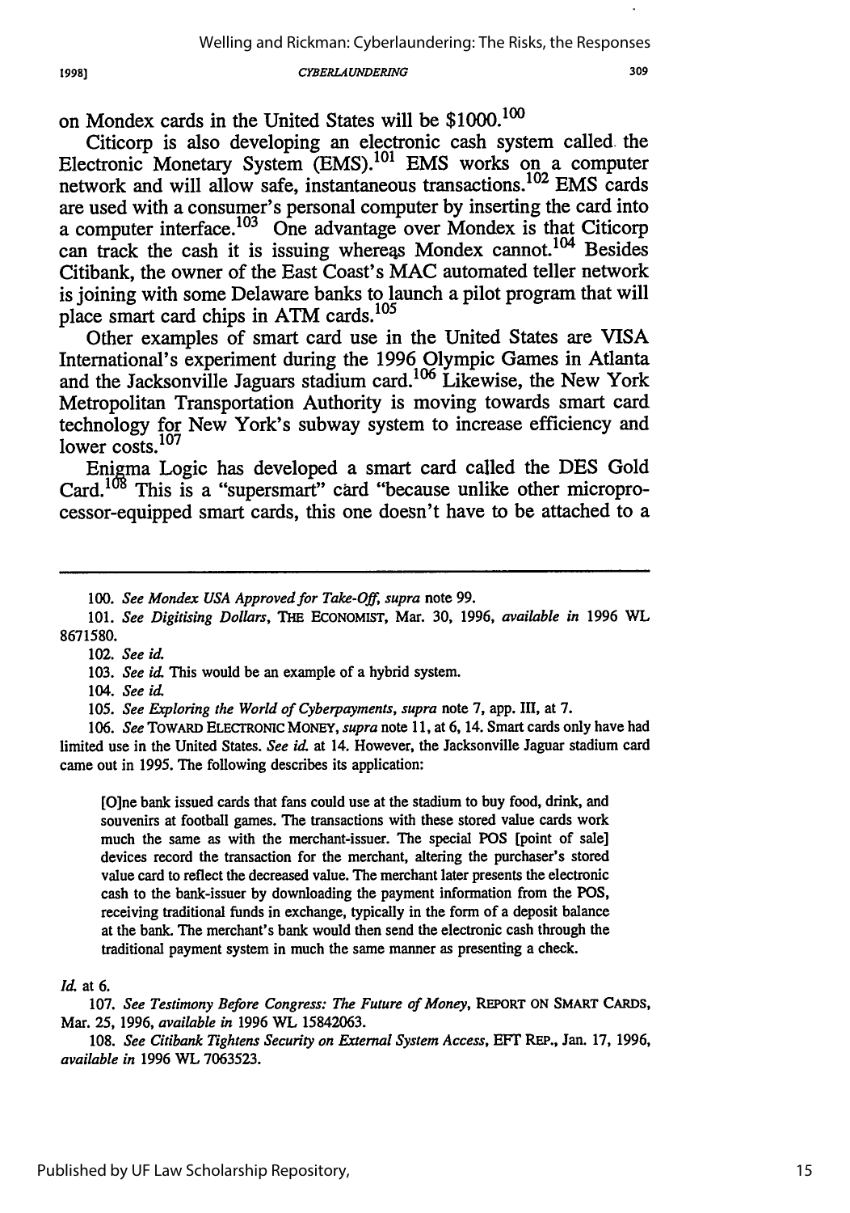on Mondex cards in the United States will be $1000.[100]

Citicorp is also developing an electronic cash system called the Electronic Monetary System (EMS).[101] EMS works on a computer network and will allow safe, instantaneous transactions.[102] EMS cards are used with a consumer's personal computer by inserting the card into a computer interface.[103] One advantage over Mondex is that Citicorp can track the cash it is issuing whereas Mondex cannot.[104] Besides Citibank, the owner of the East Coast's MAC automated teller network is joining with some Delaware banks to launch a pilot program that will place smart card chips in ATM cards.[105]

Other examples of smart card use in the United States are VISA International's experiment during the 1996 Olympic Games in Atlanta and the Jacksonville Jaguars stadium card.[106] Likewise, the New York Metropolitan Transportation Authority is moving towards smart card technology for New York's subway system to increase efficiency and lower costs.[107]

Enigma Logic has developed a smart card called the DES Gold Card.[108] This is a "supersmart" card "because unlike other microprocessor-equipped smart cards, this one doesn't have to be attached to a

---

100. *See Mondex USA Approved for Take-Off, supra* note 99.

101. *See Digitising Dollars*, THE ECONOMIST, Mar. 30, 1996, *available in* 1996 WL 8671580.

102. *See id.*

103. *See id.* This would be an example of a hybrid system.

104. *See id.*

105. *See Exploring the World of Cyberpayments, supra* note 7, app. III, at 7.

106. *See* TOWARD ELECTRONIC MONEY, *supra* note 11, at 6, 14. Smart cards only have had limited use in the United States. *See id.* at 14. However, the Jacksonville Jaguar stadium card came out in 1995. The following describes its application:

> [O]ne bank issued cards that fans could use at the stadium to buy food, drink, and souvenirs at football games. The transactions with these stored value cards work much the same as with the merchant-issuer. The special POS [point of sale] devices record the transaction for the merchant, altering the purchaser's stored value card to reflect the decreased value. The merchant later presents the electronic cash to the bank-issuer by downloading the payment information from the POS, receiving traditional funds in exchange, typically in the form of a deposit balance at the bank. The merchant's bank would then send the electronic cash through the traditional payment system in much the same manner as presenting a check.

*Id.* at 6.

107. *See Testimony Before Congress: The Future of Money*, REPORT ON SMART CARDS, Mar. 25, 1996, *available in* 1996 WL 15842063.

108. *See Citibank Tightens Security on External System Access*, EFT REP., Jan. 17, 1996, *available in* 1996 WL 7063523.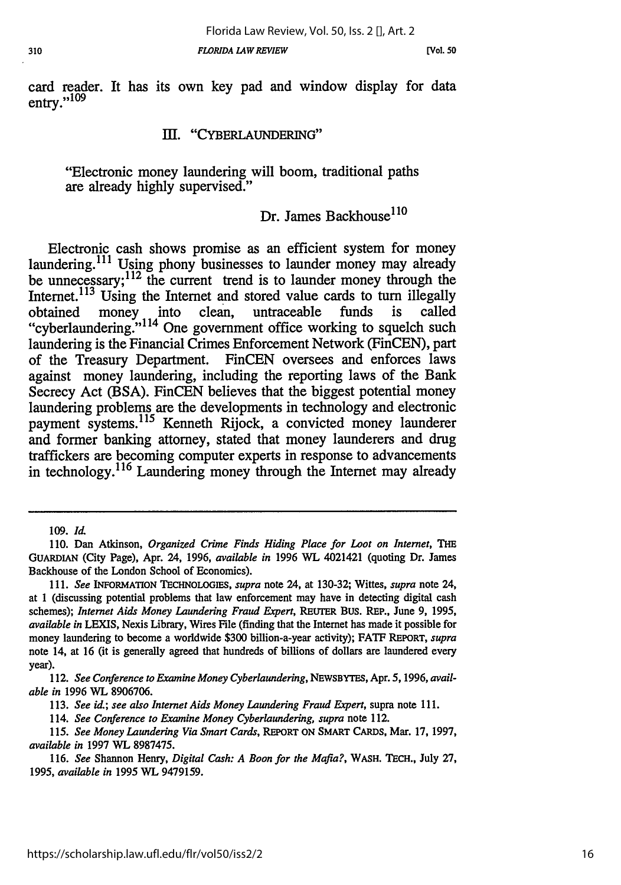card reader. It has its own key pad and window display for data entry."[109]

## III. "CYBERLAUNDERING"

> "Electronic money laundering will boom, traditional paths are already highly supervised."
>
> Dr. James Backhouse[110]

Electronic cash shows promise as an efficient system for money laundering.[111] Using phony businesses to launder money may already be unnecessary;[112] the current trend is to launder money through the Internet.[113] Using the Internet and stored value cards to turn illegally obtained money into clean, untraceable funds is called "cyberlaundering."[114] One government office working to squelch such laundering is the Financial Crimes Enforcement Network (FinCEN), part of the Treasury Department. FinCEN oversees and enforces laws against money laundering, including the reporting laws of the Bank Secrecy Act (BSA). FinCEN believes that the biggest potential money laundering problems are the developments in technology and electronic payment systems.[115] Kenneth Rijock, a convicted money launderer and former banking attorney, stated that money launderers and drug traffickers are becoming computer experts in response to advancements in technology.[116] Laundering money through the Internet may already

---

109. *Id.*

110. Dan Atkinson, *Organized Crime Finds Hiding Place for Loot on Internet*, THE GUARDIAN (City Page), Apr. 24, 1996, *available in* 1996 WL 4021421 (quoting Dr. James Backhouse of the London School of Economics).

111. *See* INFORMATION TECHNOLOGIES, *supra* note 24, at 130-32; Wittes, *supra* note 24, at 1 (discussing potential problems that law enforcement may have in detecting digital cash schemes); *Internet Aids Money Laundering Fraud Expert*, REUTER BUS. REP., June 9, 1995, *available in* LEXIS, Nexis Library, Wires File (finding that the Internet has made it possible for money laundering to become a worldwide $300 billion-a-year activity); FATF REPORT, *supra* note 14, at 16 (it is generally agreed that hundreds of billions of dollars are laundered every year).

112. *See Conference to Examine Money Cyberlaundering*, NEWSBYTES, Apr. 5, 1996, *available in* 1996 WL 8906706.

113. *See id.*; *see also Internet Aids Money Laundering Fraud Expert*, supra note 111.

114. *See Conference to Examine Money Cyberlaundering*, *supra* note 112.

115. *See Money Laundering Via Smart Cards*, REPORT ON SMART CARDS, Mar. 17, 1997, *available in* 1997 WL 8987475.

116. *See* Shannon Henry, *Digital Cash: A Boon for the Mafia?*, WASH. TECH., July 27, 1995, *available in* 1995 WL 9479159.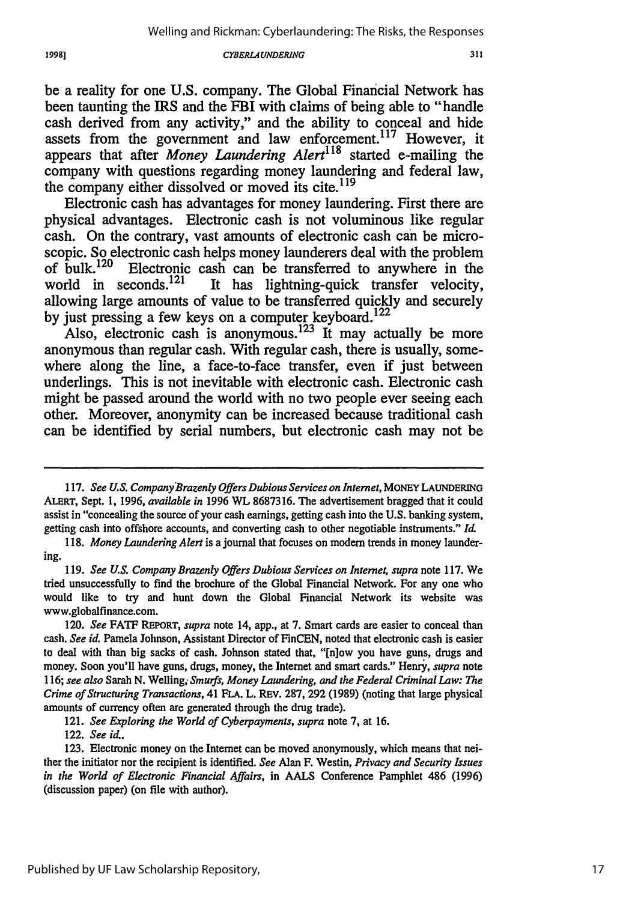be a reality for one U.S. company. The Global Financial Network has been taunting the IRS and the FBI with claims of being able to "handle cash derived from any activity," and the ability to conceal and hide assets from the government and law enforcement.[117] However, it appears that after *Money Laundering Alert*[118] started e-mailing the company with questions regarding money laundering and federal law, the company either dissolved or moved its cite.[119]

Electronic cash has advantages for money laundering. First there are physical advantages. Electronic cash is not voluminous like regular cash. On the contrary, vast amounts of electronic cash can be microscopic. So electronic cash helps money launderers deal with the problem of bulk.[120] Electronic cash can be transferred to anywhere in the world in seconds.[121] It has lightning-quick transfer velocity, allowing large amounts of value to be transferred quickly and securely by just pressing a few keys on a computer keyboard.[122]

Also, electronic cash is anonymous.[123] It may actually be more anonymous than regular cash. With regular cash, there is usually, somewhere along the line, a face-to-face transfer, even if just between underlings. This is not inevitable with electronic cash. Electronic cash might be passed around the world with no two people ever seeing each other. Moreover, anonymity can be increased because traditional cash can be identified by serial numbers, but electronic cash may not be

---

117. *See U.S. Company Brazenly Offers Dubious Services on Internet*, MONEY LAUNDERING ALERT, Sept. 1, 1996, *available in* 1996 WL 8687316. The advertisement bragged that it could assist in "concealing the source of your cash earnings, getting cash into the U.S. banking system, getting cash into offshore accounts, and converting cash to other negotiable instruments." *Id.*

118. *Money Laundering Alert* is a journal that focuses on modern trends in money laundering.

119. *See U.S. Company Brazenly Offers Dubious Services on Internet*, *supra* note 117. We tried unsuccessfully to find the brochure of the Global Financial Network. For any one who would like to try and hunt down the Global Financial Network its website was www.globalfinance.com.

120. *See* FATF REPORT, *supra* note 14, app., at 7. Smart cards are easier to conceal than cash. *See id.* Pamela Johnson, Assistant Director of FinCEN, noted that electronic cash is easier to deal with than big sacks of cash. Johnson stated that, "[n]ow you have guns, drugs and money. Soon you'll have guns, drugs, money, the Internet and smart cards." Henry, *supra* note 116; *see also* Sarah N. Welling, *Smurfs, Money Laundering, and the Federal Criminal Law: The Crime of Structuring Transactions*, 41 FLA. L. REV. 287, 292 (1989) (noting that large physical amounts of currency often are generated through the drug trade).

121. *See Exploring the World of Cyberpayments*, *supra* note 7, at 16.

122. *See id.*.

123. Electronic money on the Internet can be moved anonymously, which means that neither the initiator nor the recipient is identified. *See* Alan F. Westin, *Privacy and Security Issues in the World of Electronic Financial Affairs*, in AALS Conference Pamphlet 486 (1996) (discussion paper) (on file with author).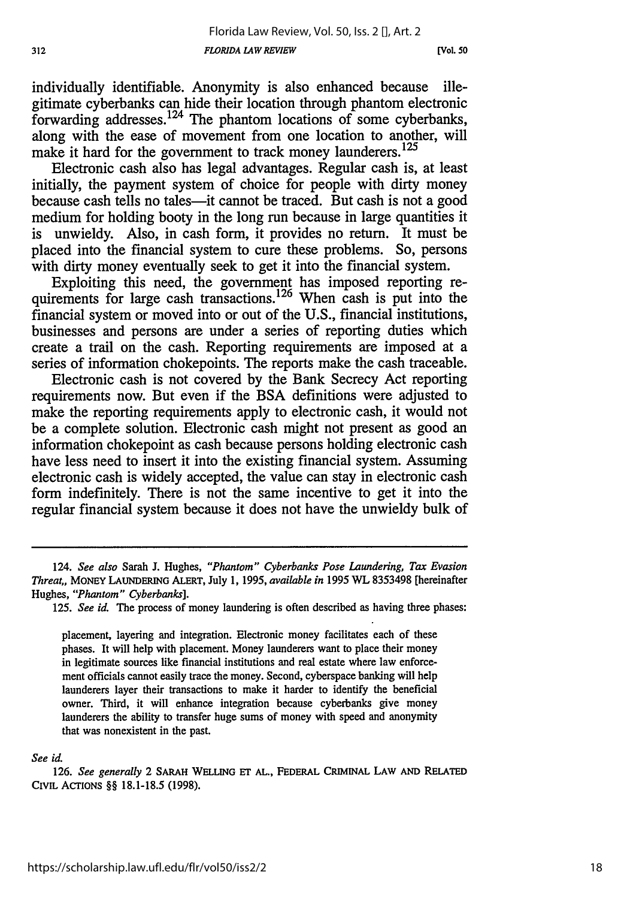individually identifiable. Anonymity is also enhanced because illegitimate cyberbanks can hide their location through phantom electronic forwarding addresses.[124] The phantom locations of some cyberbanks, along with the ease of movement from one location to another, will make it hard for the government to track money launderers.[125]

Electronic cash also has legal advantages. Regular cash is, at least initially, the payment system of choice for people with dirty money because cash tells no tales—it cannot be traced. But cash is not a good medium for holding booty in the long run because in large quantities it is unwieldy. Also, in cash form, it provides no return. It must be placed into the financial system to cure these problems. So, persons with dirty money eventually seek to get it into the financial system.

Exploiting this need, the government has imposed reporting requirements for large cash transactions.[126] When cash is put into the financial system or moved into or out of the U.S., financial institutions, businesses and persons are under a series of reporting duties which create a trail on the cash. Reporting requirements are imposed at a series of information chokepoints. The reports make the cash traceable.

Electronic cash is not covered by the Bank Secrecy Act reporting requirements now. But even if the BSA definitions were adjusted to make the reporting requirements apply to electronic cash, it would not be a complete solution. Electronic cash might not present as good an information chokepoint as cash because persons holding electronic cash have less need to insert it into the existing financial system. Assuming electronic cash is widely accepted, the value can stay in electronic cash form indefinitely. There is not the same incentive to get it into the regular financial system because it does not have the unwieldy bulk of

---

124. *See also* Sarah J. Hughes, *"Phantom" Cyberbanks Pose Laundering, Tax Evasion Threat,*, MONEY LAUNDERING ALERT, July 1, 1995, *available in* 1995 WL 8353498 [hereinafter Hughes, *"Phantom" Cyberbanks*].

125. *See id.* The process of money laundering is often described as having three phases:

> placement, layering and integration. Electronic money facilitates each of these phases. It will help with placement. Money launderers want to place their money in legitimate sources like financial institutions and real estate where law enforcement officials cannot easily trace the money. Second, cyberspace banking will help launderers layer their transactions to make it harder to identify the beneficial owner. Third, it will enhance integration because cyberbanks give money launderers the ability to transfer huge sums of money with speed and anonymity that was nonexistent in the past.

*See id.*

126. *See generally* 2 SARAH WELLING ET AL., FEDERAL CRIMINAL LAW AND RELATED CIVIL ACTIONS §§ 18.1-18.5 (1998).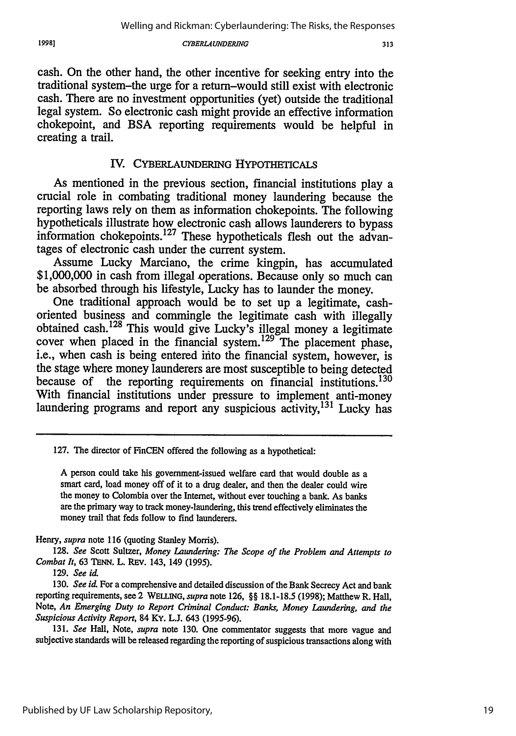cash. On the other hand, the other incentive for seeking entry into the traditional system–the urge for a return–would still exist with electronic cash. There are no investment opportunities (yet) outside the traditional legal system. So electronic cash might provide an effective information chokepoint, and BSA reporting requirements would be helpful in creating a trail.

## IV. CYBERLAUNDERING HYPOTHETICALS

As mentioned in the previous section, financial institutions play a crucial role in combating traditional money laundering because the reporting laws rely on them as information chokepoints. The following hypotheticals illustrate how electronic cash allows launderers to bypass information chokepoints.[127] These hypotheticals flesh out the advantages of electronic cash under the current system.

Assume Lucky Marciano, the crime kingpin, has accumulated $1,000,000 in cash from illegal operations. Because only so much can be absorbed through his lifestyle, Lucky has to launder the money.

One traditional approach would be to set up a legitimate, cash-oriented business and commingle the legitimate cash with illegally obtained cash.[128] This would give Lucky's illegal money a legitimate cover when placed in the financial system.[129] The placement phase, i.e., when cash is being entered into the financial system, however, is the stage where money launderers are most susceptible to being detected because of the reporting requirements on financial institutions.[130] With financial institutions under pressure to implement anti-money laundering programs and report any suspicious activity,[131] Lucky has

---

127. The director of FinCEN offered the following as a hypothetical:

> A person could take his government-issued welfare card that would double as a smart card, load money off of it to a drug dealer, and then the dealer could wire the money to Colombia over the Internet, without ever touching a bank. As banks are the primary way to track money-laundering, this trend effectively eliminates the money trail that feds follow to find launderers.

Henry, *supra* note 116 (quoting Stanley Morris).

128. *See* Scott Sultzer, *Money Laundering: The Scope of the Problem and Attempts to Combat It*, 63 TENN. L. REV. 143, 149 (1995).

129. *See id.*

130. *See id.* For a comprehensive and detailed discussion of the Bank Secrecy Act and bank reporting requirements, see 2 WELLING, *supra* note 126, §§ 18.1-18.5 (1998); Matthew R. Hall, Note, *An Emerging Duty to Report Criminal Conduct: Banks, Money Laundering, and the Suspicious Activity Report*, 84 KY. L.J. 643 (1995-96).

131. *See* Hall, Note, *supra* note 130. One commentator suggests that more vague and subjective standards will be released regarding the reporting of suspicious transactions along with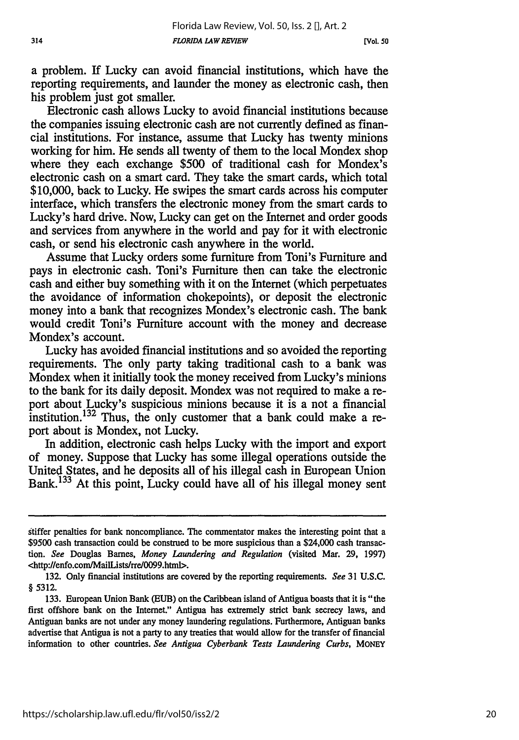a problem. If Lucky can avoid financial institutions, which have the reporting requirements, and launder the money as electronic cash, then his problem just got smaller.

Electronic cash allows Lucky to avoid financial institutions because the companies issuing electronic cash are not currently defined as financial institutions. For instance, assume that Lucky has twenty minions working for him. He sends all twenty of them to the local Mondex shop where they each exchange $500 of traditional cash for Mondex's electronic cash on a smart card. They take the smart cards, which total $10,000, back to Lucky. He swipes the smart cards across his computer interface, which transfers the electronic money from the smart cards to Lucky's hard drive. Now, Lucky can get on the Internet and order goods and services from anywhere in the world and pay for it with electronic cash, or send his electronic cash anywhere in the world.

Assume that Lucky orders some furniture from Toni's Furniture and pays in electronic cash. Toni's Furniture then can take the electronic cash and either buy something with it on the Internet (which perpetuates the avoidance of information chokepoints), or deposit the electronic money into a bank that recognizes Mondex's electronic cash. The bank would credit Toni's Furniture account with the money and decrease Mondex's account.

Lucky has avoided financial institutions and so avoided the reporting requirements. The only party taking traditional cash to a bank was Mondex when it initially took the money received from Lucky's minions to the bank for its daily deposit. Mondex was not required to make a report about Lucky's suspicious minions because it is a not a financial institution.[132] Thus, the only customer that a bank could make a report about is Mondex, not Lucky.

In addition, electronic cash helps Lucky with the import and export of money. Suppose that Lucky has some illegal operations outside the United States, and he deposits all of his illegal cash in European Union Bank.[133] At this point, Lucky could have all of his illegal money sent

---

stiffer penalties for bank noncompliance. The commentator makes the interesting point that a $9500 cash transaction could be construed to be more suspicious than a $24,000 cash transaction. *See* Douglas Barnes, *Money Laundering and Regulation* (visited Mar. 29, 1997) <http://enfo.com/MailLists/rre/0099.html>.

132. Only financial institutions are covered by the reporting requirements. *See* 31 U.S.C. § 5312.

133. European Union Bank (EUB) on the Caribbean island of Antigua boasts that it is "the first offshore bank on the Internet." Antigua has extremely strict bank secrecy laws, and Antiguan banks are not under any money laundering regulations. Furthermore, Antiguan banks advertise that Antigua is not a party to any treaties that would allow for the transfer of financial information to other countries. *See Antigua Cyberbank Tests Laundering Curbs*, MONEY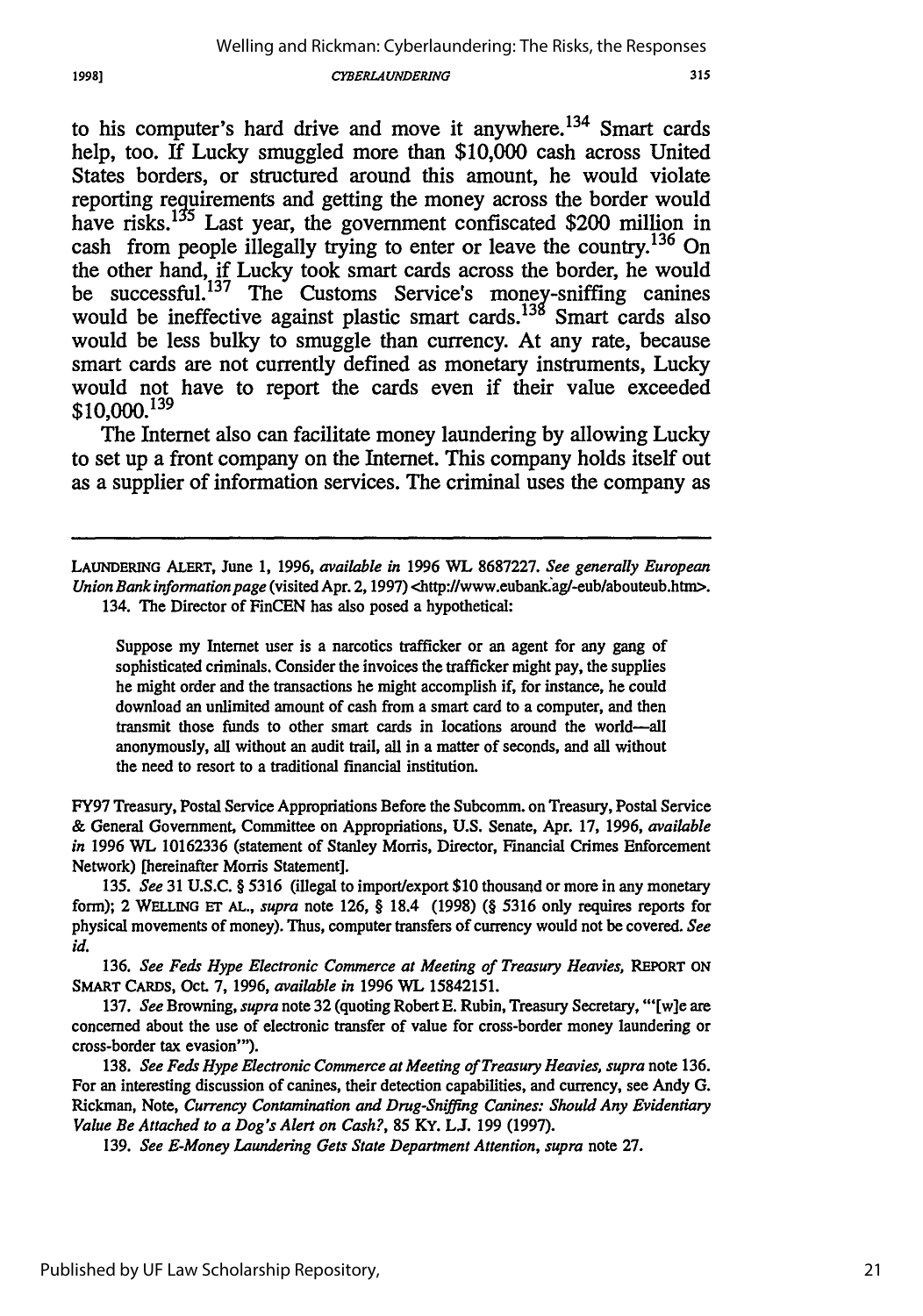to his computer's hard drive and move it anywhere.[134] Smart cards help, too. If Lucky smuggled more than $10,000 cash across United States borders, or structured around this amount, he would violate reporting requirements and getting the money across the border would have risks.[135] Last year, the government confiscated $200 million in cash from people illegally trying to enter or leave the country.[136] On the other hand, if Lucky took smart cards across the border, he would be successful.[137] The Customs Service's money-sniffing canines would be ineffective against plastic smart cards.[138] Smart cards also would be less bulky to smuggle than currency. At any rate, because smart cards are not currently defined as monetary instruments, Lucky would not have to report the cards even if their value exceeded $10,000.[139]

The Internet also can facilitate money laundering by allowing Lucky to set up a front company on the Internet. This company holds itself out as a supplier of information services. The criminal uses the company as

---

LAUNDERING ALERT, June 1, 1996, *available in* 1996 WL 8687227. *See generally European Union Bank information page* (visited Apr. 2, 1997) <http://www.eubank.ag/-eub/abouteub.htm>.

134. The Director of FinCEN has also posed a hypothetical:

> Suppose my Internet user is a narcotics trafficker or an agent for any gang of sophisticated criminals. Consider the invoices the trafficker might pay, the supplies he might order and the transactions he might accomplish if, for instance, he could download an unlimited amount of cash from a smart card to a computer, and then transmit those funds to other smart cards in locations around the world—all anonymously, all without an audit trail, all in a matter of seconds, and all without the need to resort to a traditional financial institution.

FY97 Treasury, Postal Service Appropriations Before the Subcomm. on Treasury, Postal Service & General Government, Committee on Appropriations, U.S. Senate, Apr. 17, 1996, *available in* 1996 WL 10162336 (statement of Stanley Morris, Director, Financial Crimes Enforcement Network) [hereinafter Morris Statement].

135. *See* 31 U.S.C. § 5316 (illegal to import/export $10 thousand or more in any monetary form); 2 WELLING ET AL., *supra* note 126, § 18.4 (1998) (§ 5316 only requires reports for physical movements of money). Thus, computer transfers of currency would not be covered. *See id.*

136. *See Feds Hype Electronic Commerce at Meeting of Treasury Heavies*, REPORT ON SMART CARDS, Oct. 7, 1996, *available in* 1996 WL 15842151.

137. *See* Browning, *supra* note 32 (quoting Robert E. Rubin, Treasury Secretary, "'[w]e are concerned about the use of electronic transfer of value for cross-border money laundering or cross-border tax evasion'").

138. *See Feds Hype Electronic Commerce at Meeting of Treasury Heavies*, *supra* note 136. For an interesting discussion of canines, their detection capabilities, and currency, see Andy G. Rickman, Note, *Currency Contamination and Drug-Sniffing Canines: Should Any Evidentiary Value Be Attached to a Dog's Alert on Cash?*, 85 KY. L.J. 199 (1997).

139. *See E-Money Laundering Gets State Department Attention*, *supra* note 27.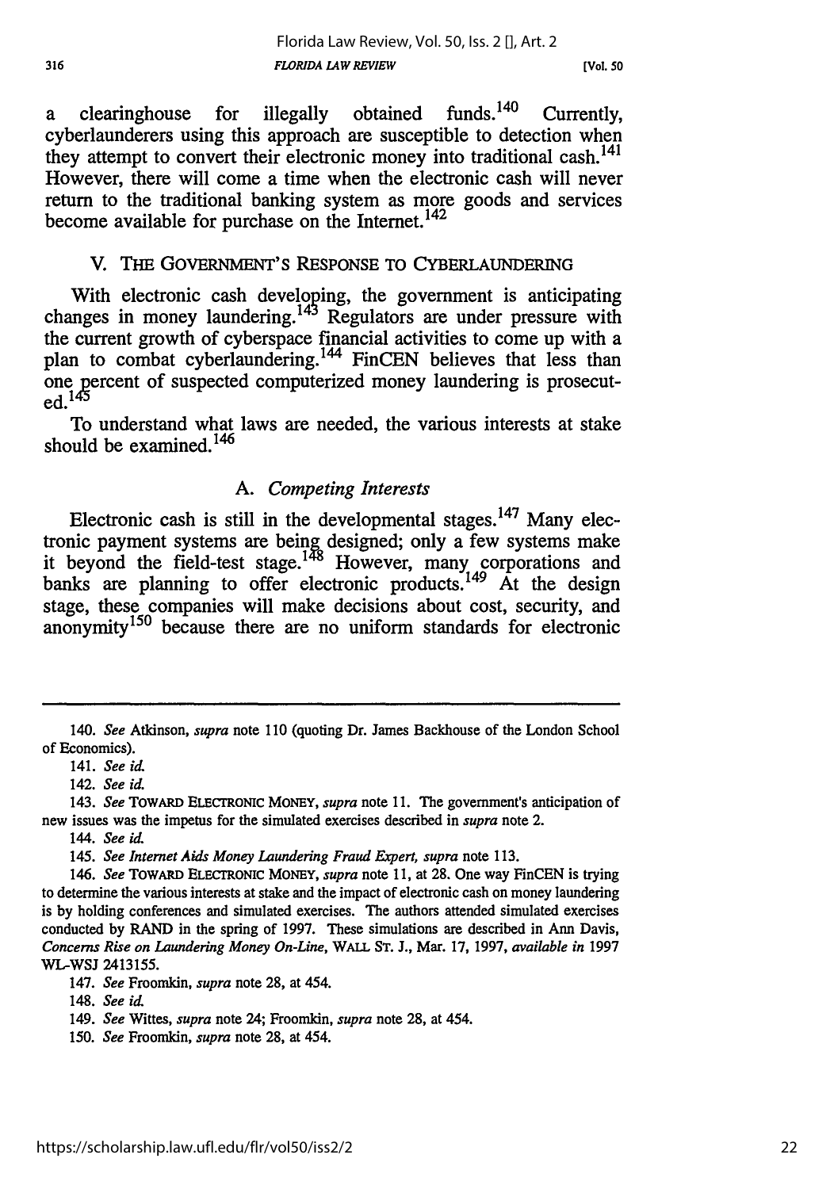a clearinghouse for illegally obtained funds.[140] Currently, cyberlaunderers using this approach are susceptible to detection when they attempt to convert their electronic money into traditional cash.[141] However, there will come a time when the electronic cash will never return to the traditional banking system as more goods and services become available for purchase on the Internet.[142]

## V. THE GOVERNMENT'S RESPONSE TO CYBERLAUNDERING

With electronic cash developing, the government is anticipating changes in money laundering.[143] Regulators are under pressure with the current growth of cyberspace financial activities to come up with a plan to combat cyberlaundering.[144] FinCEN believes that less than one percent of suspected computerized money laundering is prosecuted.[145]

To understand what laws are needed, the various interests at stake should be examined.[146]

### A. *Competing Interests*

Electronic cash is still in the developmental stages.[147] Many electronic payment systems are being designed; only a few systems make it beyond the field-test stage.[148] However, many corporations and banks are planning to offer electronic products.[149] At the design stage, these companies will make decisions about cost, security, and anonymity[150] because there are no uniform standards for electronic

---

140. *See* Atkinson, *supra* note 110 (quoting Dr. James Backhouse of the London School of Economics).

141. *See id.*

142. *See id.*

143. *See* TOWARD ELECTRONIC MONEY, *supra* note 11. The government's anticipation of new issues was the impetus for the simulated exercises described in *supra* note 2.

144. *See id.*

145. *See Internet Aids Money Laundering Fraud Expert*, *supra* note 113.

146. *See* TOWARD ELECTRONIC MONEY, *supra* note 11, at 28. One way FinCEN is trying to determine the various interests at stake and the impact of electronic cash on money laundering is by holding conferences and simulated exercises. The authors attended simulated exercises conducted by RAND in the spring of 1997. These simulations are described in Ann Davis, *Concerns Rise on Laundering Money On-Line*, WALL ST. J., Mar. 17, 1997, *available in* 1997 WL-WSJ 2413155.

147. *See* Froomkin, *supra* note 28, at 454.

148. *See id.*

149. *See* Wittes, *supra* note 24; Froomkin, *supra* note 28, at 454.

150. *See* Froomkin, *supra* note 28, at 454.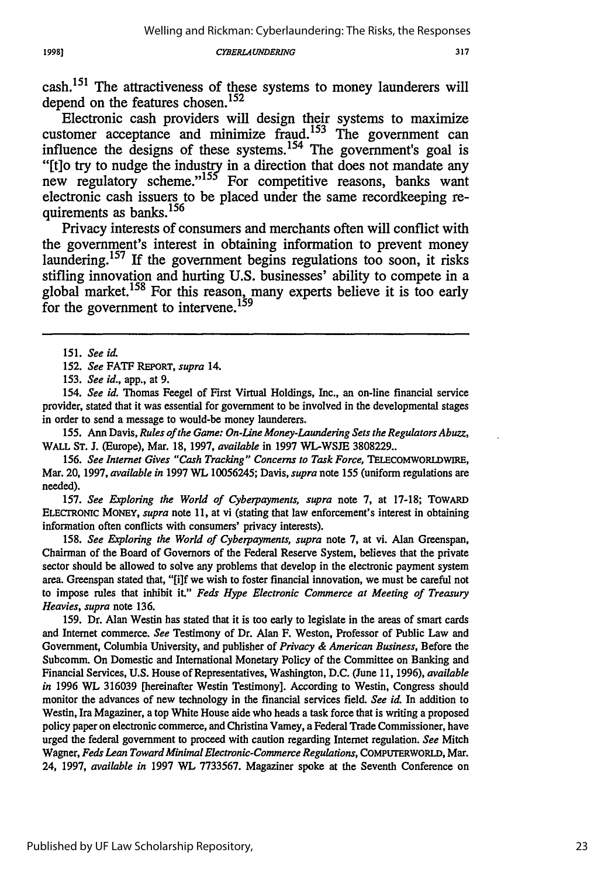cash.[151] The attractiveness of these systems to money launderers will depend on the features chosen.[152]

Electronic cash providers will design their systems to maximize customer acceptance and minimize fraud.[153] The government can influence the designs of these systems.[154] The government's goal is "[t]o try to nudge the industry in a direction that does not mandate any new regulatory scheme."[155] For competitive reasons, banks want electronic cash issuers to be placed under the same recordkeeping requirements as banks.[156]

Privacy interests of consumers and merchants often will conflict with the government's interest in obtaining information to prevent money laundering.[157] If the government begins regulations too soon, it risks stifling innovation and hurting U.S. businesses' ability to compete in a global market.[158] For this reason, many experts believe it is too early for the government to intervene.[159]

---

151. *See id.*

152. *See* FATF REPORT, *supra* 14.

153. *See id.*, app., at 9.

154. *See id.* Thomas Feegel of First Virtual Holdings, Inc., an on-line financial service provider, stated that it was essential for government to be involved in the developmental stages in order to send a message to would-be money launderers.

155. Ann Davis, *Rules of the Game: On-Line Money-Laundering Sets the Regulators Abuzz*, WALL ST. J. (Europe), Mar. 18, 1997, *available* in 1997 WL-WSJE 3808229..

156. *See Internet Gives "Cash Tracking" Concerns to Task Force*, TELECOMWORLDWIRE, Mar. 20, 1997, *available in* 1997 WL 10056245; Davis, *supra* note 155 (uniform regulations are needed).

157. *See Exploring the World of Cyberpayments, supra* note 7, at 17-18; TOWARD ELECTRONIC MONEY, *supra* note 11, at vi (stating that law enforcement's interest in obtaining information often conflicts with consumers' privacy interests).

158. *See Exploring the World of Cyberpayments, supra* note 7, at vi. Alan Greenspan, Chairman of the Board of Governors of the Federal Reserve System, believes that the private sector should be allowed to solve any problems that develop in the electronic payment system area. Greenspan stated that, "[i]f we wish to foster financial innovation, we must be careful not to impose rules that inhibit it." *Feds Hype Electronic Commerce at Meeting of Treasury Heavies, supra* note 136.

159. Dr. Alan Westin has stated that it is too early to legislate in the areas of smart cards and Internet commerce. *See* Testimony of Dr. Alan F. Weston, Professor of Public Law and Government, Columbia University, and publisher of *Privacy & American Business*, Before the Subcomm. On Domestic and International Monetary Policy of the Committee on Banking and Financial Services, U.S. House of Representatives, Washington, D.C. (June 11, 1996), *available in* 1996 WL 316039 [hereinafter Westin Testimony]. According to Westin, Congress should monitor the advances of new technology in the financial services field. *See id.* In addition to Westin, Ira Magaziner, a top White House aide who heads a task force that is writing a proposed policy paper on electronic commerce, and Christina Varney, a Federal Trade Commissioner, have urged the federal government to proceed with caution regarding Internet regulation. *See* Mitch Wagner, *Feds Lean Toward Minimal Electronic-Commerce Regulations*, COMPUTERWORLD, Mar. 24, 1997, *available in* 1997 WL 7733567. Magaziner spoke at the Seventh Conference on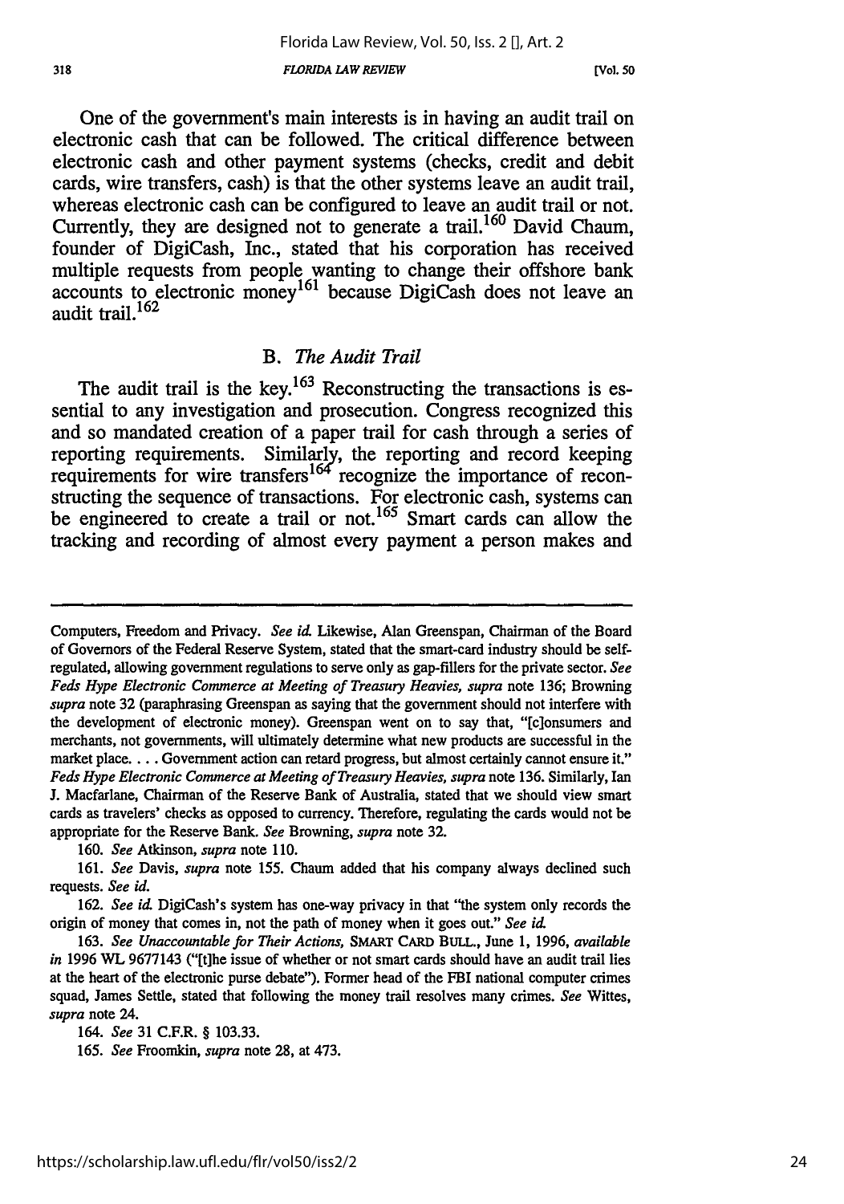One of the government's main interests is in having an audit trail on electronic cash that can be followed. The critical difference between electronic cash and other payment systems (checks, credit and debit cards, wire transfers, cash) is that the other systems leave an audit trail, whereas electronic cash can be configured to leave an audit trail or not. Currently, they are designed not to generate a trail.[160] David Chaum, founder of DigiCash, Inc., stated that his corporation has received multiple requests from people wanting to change their offshore bank accounts to electronic money[161] because DigiCash does not leave an audit trail.[162]

## B. *The Audit Trail*

The audit trail is the key.[163] Reconstructing the transactions is essential to any investigation and prosecution. Congress recognized this and so mandated creation of a paper trail for cash through a series of reporting requirements. Similarly, the reporting and record keeping requirements for wire transfers[164] recognize the importance of reconstructing the sequence of transactions. For electronic cash, systems can be engineered to create a trail or not.[165] Smart cards can allow the tracking and recording of almost every payment a person makes and

---

Computers, Freedom and Privacy. *See id.* Likewise, Alan Greenspan, Chairman of the Board of Governors of the Federal Reserve System, stated that the smart-card industry should be self-regulated, allowing government regulations to serve only as gap-fillers for the private sector. *See Feds Hype Electronic Commerce at Meeting of Treasury Heavies, supra* note 136; Browning *supra* note 32 (paraphrasing Greenspan as saying that the government should not interfere with the development of electronic money). Greenspan went on to say that, "[c]onsumers and merchants, not governments, will ultimately determine what new products are successful in the market place. . . . Government action can retard progress, but almost certainly cannot ensure it." *Feds Hype Electronic Commerce at Meeting of Treasury Heavies, supra* note 136. Similarly, Ian J. Macfarlane, Chairman of the Reserve Bank of Australia, stated that we should view smart cards as travelers' checks as opposed to currency. Therefore, regulating the cards would not be appropriate for the Reserve Bank. *See* Browning, *supra* note 32.

160. *See* Atkinson, *supra* note 110.

161. *See* Davis, *supra* note 155. Chaum added that his company always declined such requests. *See id.*

162. *See id.* DigiCash's system has one-way privacy in that "the system only records the origin of money that comes in, not the path of money when it goes out." *See id.*

163. *See Unaccountable for Their Actions,* SMART CARD BULL., June 1, 1996, *available in* 1996 WL 9677143 ("[t]he issue of whether or not smart cards should have an audit trail lies at the heart of the electronic purse debate"). Former head of the FBI national computer crimes squad, James Settle, stated that following the money trail resolves many crimes. *See* Wittes, *supra* note 24.

164. *See* 31 C.F.R. § 103.33.

165. *See* Froomkin, *supra* note 28, at 473.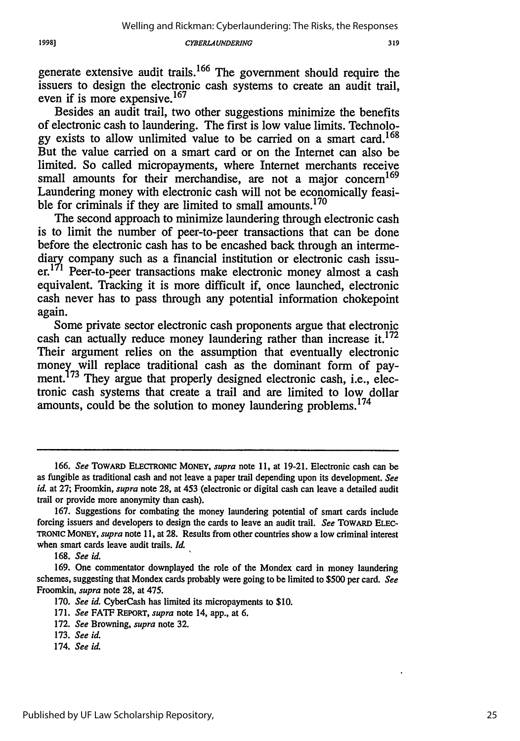generate extensive audit trails.[166] The government should require the issuers to design the electronic cash systems to create an audit trail, even if is more expensive.[167]

Besides an audit trail, two other suggestions minimize the benefits of electronic cash to laundering. The first is low value limits. Technology exists to allow unlimited value to be carried on a smart card.[168] But the value carried on a smart card or on the Internet can also be limited. So called micropayments, where Internet merchants receive small amounts for their merchandise, are not a major concern[169] Laundering money with electronic cash will not be economically feasible for criminals if they are limited to small amounts.[170]

The second approach to minimize laundering through electronic cash is to limit the number of peer-to-peer transactions that can be done before the electronic cash has to be encashed back through an intermediary company such as a financial institution or electronic cash issuer.[171] Peer-to-peer transactions make electronic money almost a cash equivalent. Tracking it is more difficult if, once launched, electronic cash never has to pass through any potential information chokepoint again.

Some private sector electronic cash proponents argue that electronic cash can actually reduce money laundering rather than increase it.[172] Their argument relies on the assumption that eventually electronic money will replace traditional cash as the dominant form of payment.[173] They argue that properly designed electronic cash, i.e., electronic cash systems that create a trail and are limited to low dollar amounts, could be the solution to money laundering problems.[174]

---

166. *See* TOWARD ELECTRONIC MONEY, *supra* note 11, at 19-21. Electronic cash can be as fungible as traditional cash and not leave a paper trail depending upon its development. *See id.* at 27; Froomkin, *supra* note 28, at 453 (electronic or digital cash can leave a detailed audit trail or provide more anonymity than cash).

167. Suggestions for combating the money laundering potential of smart cards include forcing issuers and developers to design the cards to leave an audit trail. *See* TOWARD ELECTRONIC MONEY, *supra* note 11, at 28. Results from other countries show a low criminal interest when smart cards leave audit trails. *Id.*

168. *See id.*

169. One commentator downplayed the role of the Mondex card in money laundering schemes, suggesting that Mondex cards probably were going to be limited to $500 per card. *See* Froomkin, *supra* note 28, at 475.

170. *See id.* CyberCash has limited its micropayments to $10.

171. *See* FATF REPORT, *supra* note 14, app., at 6.

172. *See* Browning, *supra* note 32.

173. *See id.*

174. *See id.*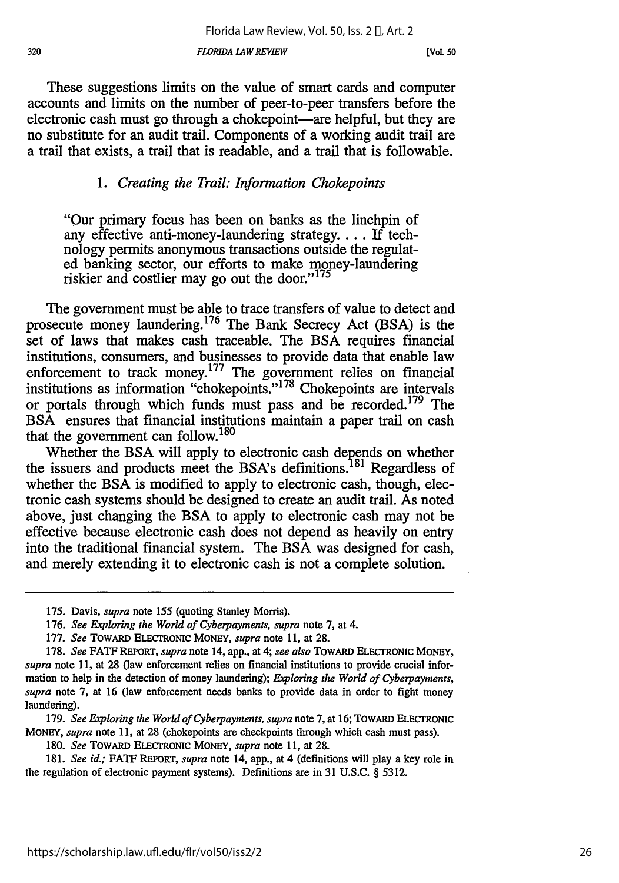These suggestions limits on the value of smart cards and computer accounts and limits on the number of peer-to-peer transfers before the electronic cash must go through a chokepoint—are helpful, but they are no substitute for an audit trail. Components of a working audit trail are a trail that exists, a trail that is readable, and a trail that is followable.

### 1. *Creating the Trail: Information Chokepoints*

> "Our primary focus has been on banks as the linchpin of any effective anti-money-laundering strategy. . . . If technology permits anonymous transactions outside the regulated banking sector, our efforts to make money-laundering riskier and costlier may go out the door."[175]

The government must be able to trace transfers of value to detect and prosecute money laundering.[176] The Bank Secrecy Act (BSA) is the set of laws that makes cash traceable. The BSA requires financial institutions, consumers, and businesses to provide data that enable law enforcement to track money.[177] The government relies on financial institutions as information "chokepoints."[178] Chokepoints are intervals or portals through which funds must pass and be recorded.[179] The BSA ensures that financial institutions maintain a paper trail on cash that the government can follow.[180]

Whether the BSA will apply to electronic cash depends on whether the issuers and products meet the BSA's definitions.[181] Regardless of whether the BSA is modified to apply to electronic cash, though, electronic cash systems should be designed to create an audit trail. As noted above, just changing the BSA to apply to electronic cash may not be effective because electronic cash does not depend as heavily on entry into the traditional financial system. The BSA was designed for cash, and merely extending it to electronic cash is not a complete solution.

---

175. Davis, *supra* note 155 (quoting Stanley Morris).

176. *See Exploring the World of Cyberpayments*, *supra* note 7, at 4.

177. *See* TOWARD ELECTRONIC MONEY, *supra* note 11, at 28.

178. *See* FATF REPORT, *supra* note 14, app., at 4; *see also* TOWARD ELECTRONIC MONEY, *supra* note 11, at 28 (law enforcement relies on financial institutions to provide crucial information to help in the detection of money laundering); *Exploring the World of Cyberpayments*, *supra* note 7, at 16 (law enforcement needs banks to provide data in order to fight money laundering).

179. *See Exploring the World of Cyberpayments*, *supra* note 7, at 16; TOWARD ELECTRONIC MONEY, *supra* note 11, at 28 (chokepoints are checkpoints through which cash must pass).

180. *See* TOWARD ELECTRONIC MONEY, *supra* note 11, at 28.

181. *See id.*; FATF REPORT, *supra* note 14, app., at 4 (definitions will play a key role in the regulation of electronic payment systems). Definitions are in 31 U.S.C. § 5312.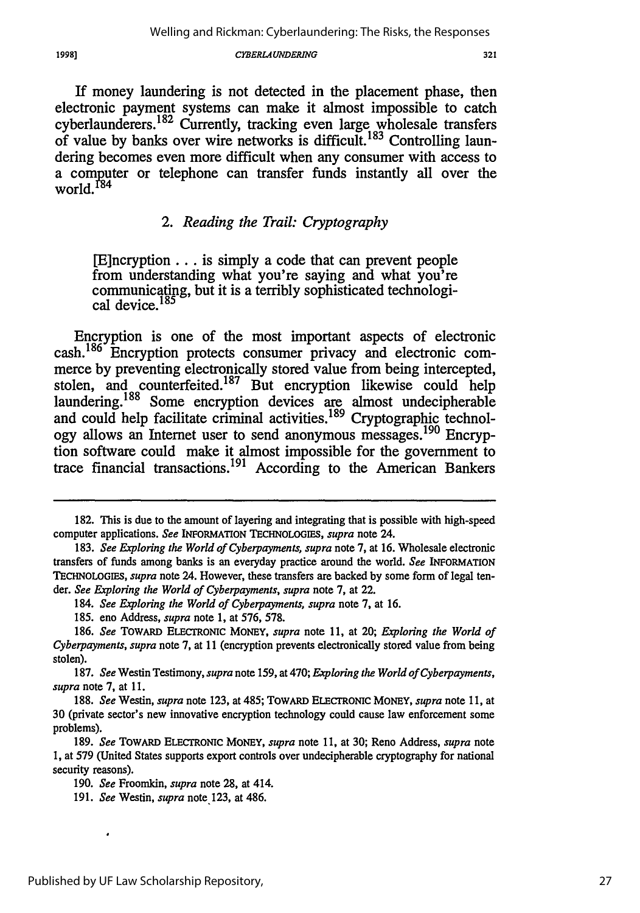If money laundering is not detected in the placement phase, then electronic payment systems can make it almost impossible to catch cyberlaunderers.[182] Currently, tracking even large wholesale transfers of value by banks over wire networks is difficult.[183] Controlling laundering becomes even more difficult when any consumer with access to a computer or telephone can transfer funds instantly all over the world.[184]

### 2. *Reading the Trail: Cryptography*

> [E]ncryption . . . is simply a code that can prevent people from understanding what you're saying and what you're communicating, but it is a terribly sophisticated technological device.[185]

Encryption is one of the most important aspects of electronic cash.[186] Encryption protects consumer privacy and electronic commerce by preventing electronically stored value from being intercepted, stolen, and counterfeited.[187] But encryption likewise could help laundering.[188] Some encryption devices are almost undecipherable and could help facilitate criminal activities.[189] Cryptographic technology allows an Internet user to send anonymous messages.[190] Encryption software could make it almost impossible for the government to trace financial transactions.[191] According to the American Bankers

---

182. This is due to the amount of layering and integrating that is possible with high-speed computer applications. *See* INFORMATION TECHNOLOGIES, *supra* note 24.

183. *See Exploring the World of Cyberpayments*, *supra* note 7, at 16. Wholesale electronic transfers of funds among banks is an everyday practice around the world. *See* INFORMATION TECHNOLOGIES, *supra* note 24. However, these transfers are backed by some form of legal tender. *See Exploring the World of Cyberpayments*, *supra* note 7, at 22.

184. *See Exploring the World of Cyberpayments*, *supra* note 7, at 16.

185. eno Address, *supra* note 1, at 576, 578.

186. *See* TOWARD ELECTRONIC MONEY, *supra* note 11, at 20; *Exploring the World of Cyberpayments*, *supra* note 7, at 11 (encryption prevents electronically stored value from being stolen).

187. *See* Westin Testimony, *supra* note 159, at 470; *Exploring the World of Cyberpayments*, *supra* note 7, at 11.

188. *See* Westin, *supra* note 123, at 485; TOWARD ELECTRONIC MONEY, *supra* note 11, at 30 (private sector's new innovative encryption technology could cause law enforcement some problems).

189. *See* TOWARD ELECTRONIC MONEY, *supra* note 11, at 30; Reno Address, *supra* note 1, at 579 (United States supports export controls over undecipherable cryptography for national security reasons).

190. *See* Froomkin, *supra* note 28, at 414.

191. *See* Westin, *supra* note 123, at 486.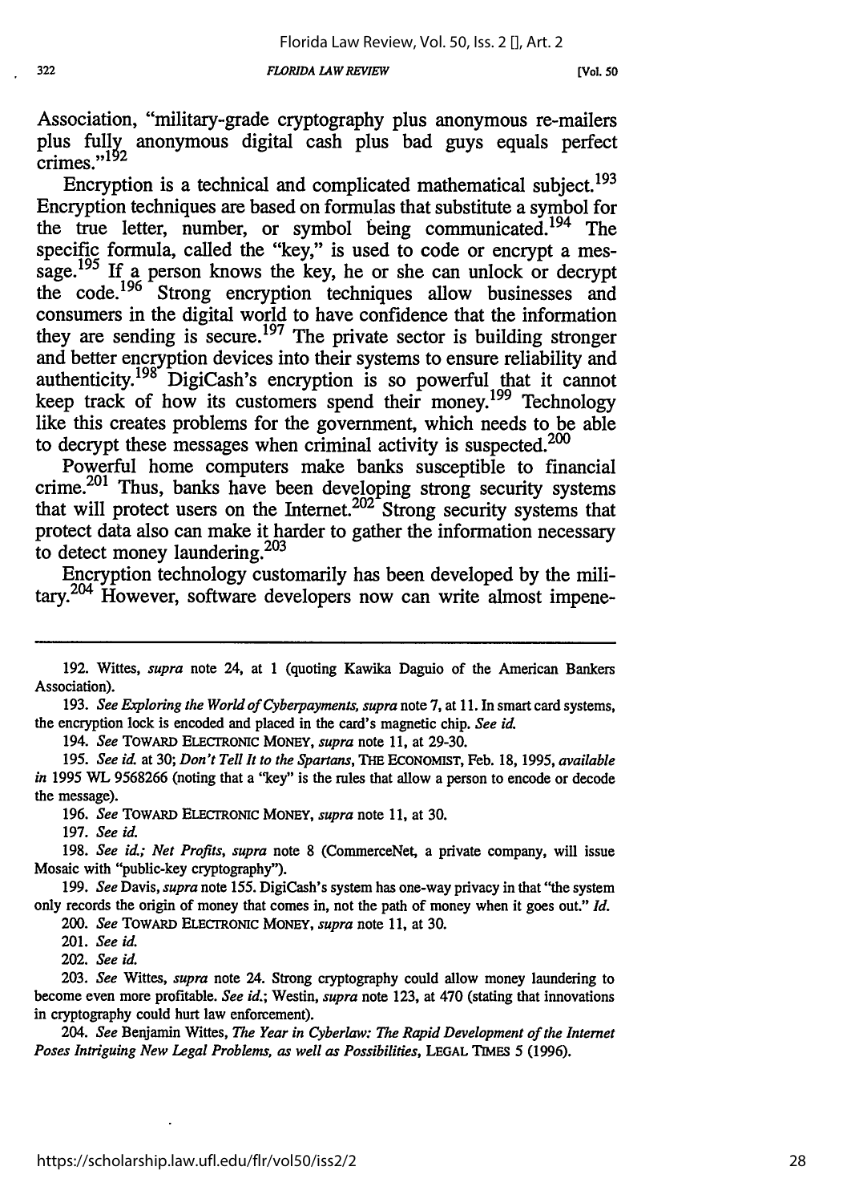Association, "military-grade cryptography plus anonymous re-mailers plus fully anonymous digital cash plus bad guys equals perfect crimes."[192]

Encryption is a technical and complicated mathematical subject.[193] Encryption techniques are based on formulas that substitute a symbol for the true letter, number, or symbol being communicated.[194] The specific formula, called the "key," is used to code or encrypt a message.[195] If a person knows the key, he or she can unlock or decrypt the code.[196] Strong encryption techniques allow businesses and consumers in the digital world to have confidence that the information they are sending is secure.[197] The private sector is building stronger and better encryption devices into their systems to ensure reliability and authenticity.[198] DigiCash's encryption is so powerful that it cannot keep track of how its customers spend their money.[199] Technology like this creates problems for the government, which needs to be able to decrypt these messages when criminal activity is suspected.[200]

Powerful home computers make banks susceptible to financial crime.[201] Thus, banks have been developing strong security systems that will protect users on the Internet.[202] Strong security systems that protect data also can make it harder to gather the information necessary to detect money laundering.[203]

Encryption technology customarily has been developed by the military.[204] However, software developers now can write almost impene-

---

192. Wittes, *supra* note 24, at 1 (quoting Kawika Daguio of the American Bankers Association).

193. *See Exploring the World of Cyberpayments, supra* note 7, at 11. In smart card systems, the encryption lock is encoded and placed in the card's magnetic chip. *See id.*

194. *See* TOWARD ELECTRONIC MONEY, *supra* note 11, at 29-30.

195. *See id.* at 30; *Don't Tell It to the Spartans*, THE ECONOMIST, Feb. 18, 1995, *available in* 1995 WL 9568266 (noting that a "key" is the rules that allow a person to encode or decode the message).

196. *See* TOWARD ELECTRONIC MONEY, *supra* note 11, at 30.

197. *See id.*

198. *See id.; Net Profits, supra* note 8 (CommerceNet, a private company, will issue Mosaic with "public-key cryptography").

199. *See* Davis, *supra* note 155. DigiCash's system has one-way privacy in that "the system only records the origin of money that comes in, not the path of money when it goes out." *Id.*

200. *See* TOWARD ELECTRONIC MONEY, *supra* note 11, at 30.

201. *See id.*

202. *See id.*

203. *See* Wittes, *supra* note 24. Strong cryptography could allow money laundering to become even more profitable. *See id.*; Westin, *supra* note 123, at 470 (stating that innovations in cryptography could hurt law enforcement).

204. *See* Benjamin Wittes, *The Year in Cyberlaw: The Rapid Development of the Internet Poses Intriguing New Legal Problems, as well as Possibilities*, LEGAL TIMES 5 (1996).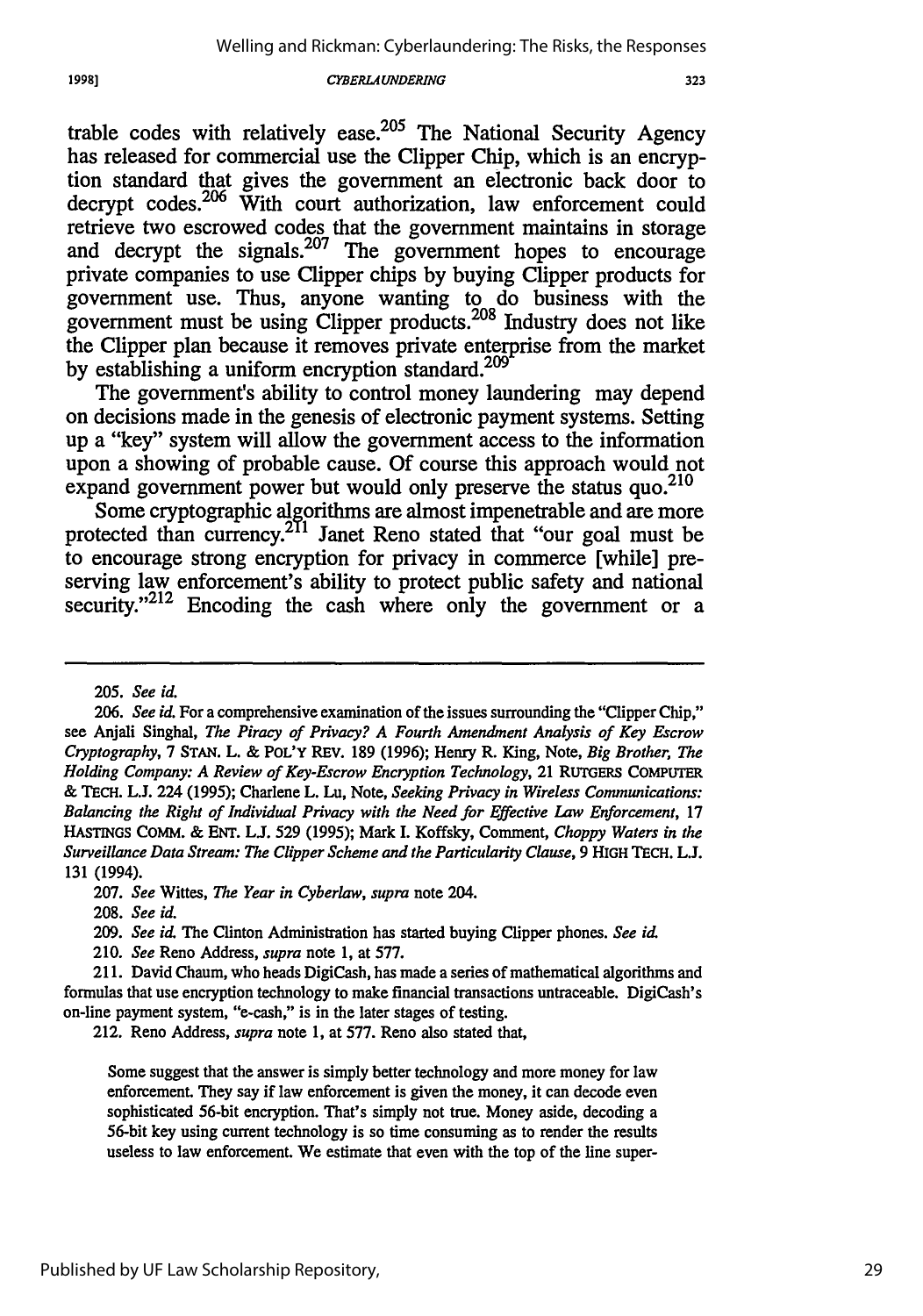trable codes with relatively ease.[205] The National Security Agency has released for commercial use the Clipper Chip, which is an encryption standard that gives the government an electronic back door to decrypt codes.[206] With court authorization, law enforcement could retrieve two escrowed codes that the government maintains in storage and decrypt the signals.[207] The government hopes to encourage private companies to use Clipper chips by buying Clipper products for government use. Thus, anyone wanting to do business with the government must be using Clipper products.[208] Industry does not like the Clipper plan because it removes private enterprise from the market by establishing a uniform encryption standard.[209]

The government's ability to control money laundering may depend on decisions made in the genesis of electronic payment systems. Setting up a "key" system will allow the government access to the information upon a showing of probable cause. Of course this approach would not expand government power but would only preserve the status quo.[210]

Some cryptographic algorithms are almost impenetrable and are more protected than currency.[211] Janet Reno stated that "our goal must be to encourage strong encryption for privacy in commerce [while] preserving law enforcement's ability to protect public safety and national security."[212] Encoding the cash where only the government or a

---

205. *See id.*

206. *See id.* For a comprehensive examination of the issues surrounding the "Clipper Chip," see Anjali Singhal, *The Piracy of Privacy? A Fourth Amendment Analysis of Key Escrow Cryptography*, 7 STAN. L. & POL'Y REV. 189 (1996); Henry R. King, Note, *Big Brother, The Holding Company: A Review of Key-Escrow Encryption Technology*, 21 RUTGERS COMPUTER & TECH. L.J. 224 (1995); Charlene L. Lu, Note, *Seeking Privacy in Wireless Communications: Balancing the Right of Individual Privacy with the Need for Effective Law Enforcement*, 17 HASTINGS COMM. & ENT. L.J. 529 (1995); Mark I. Koffsky, Comment, *Choppy Waters in the Surveillance Data Stream: The Clipper Scheme and the Particularity Clause*, 9 HIGH TECH. L.J. 131 (1994).

207. *See* Wittes, *The Year in Cyberlaw*, *supra* note 204.

208. *See id.*

209. *See id.* The Clinton Administration has started buying Clipper phones. *See id.*

210. *See* Reno Address, *supra* note 1, at 577.

211. David Chaum, who heads DigiCash, has made a series of mathematical algorithms and formulas that use encryption technology to make financial transactions untraceable. DigiCash's on-line payment system, "e-cash," is in the later stages of testing.

212. Reno Address, *supra* note 1, at 577. Reno also stated that,

> Some suggest that the answer is simply better technology and more money for law enforcement. They say if law enforcement is given the money, it can decode even sophisticated 56-bit encryption. That's simply not true. Money aside, decoding a 56-bit key using current technology is so time consuming as to render the results useless to law enforcement. We estimate that even with the top of the line super-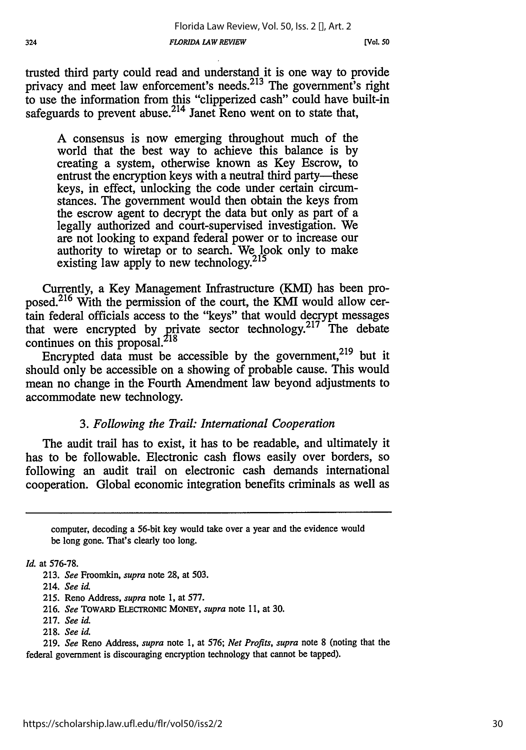trusted third party could read and understand it is one way to provide privacy and meet law enforcement's needs.[213] The government's right to use the information from this "clipperized cash" could have built-in safeguards to prevent abuse.[214] Janet Reno went on to state that,

> A consensus is now emerging throughout much of the world that the best way to achieve this balance is by creating a system, otherwise known as Key Escrow, to entrust the encryption keys with a neutral third party—these keys, in effect, unlocking the code under certain circumstances. The government would then obtain the keys from the escrow agent to decrypt the data but only as part of a legally authorized and court-supervised investigation. We are not looking to expand federal power or to increase our authority to wiretap or to search. We look only to make existing law apply to new technology.[215]

Currently, a Key Management Infrastructure (KMI) has been proposed.[216] With the permission of the court, the KMI would allow certain federal officials access to the "keys" that would decrypt messages that were encrypted by private sector technology.[217] The debate continues on this proposal.[218]

Encrypted data must be accessible by the government,[219] but it should only be accessible on a showing of probable cause. This would mean no change in the Fourth Amendment law beyond adjustments to accommodate new technology.

### 3. *Following the Trail: International Cooperation*

The audit trail has to exist, it has to be readable, and ultimately it has to be followable. Electronic cash flows easily over borders, so following an audit trail on electronic cash demands international cooperation. Global economic integration benefits criminals as well as

---

> computer, decoding a 56-bit key would take over a year and the evidence would be long gone. That's clearly too long.

*Id.* at 576-78.

213. *See* Froomkin, *supra* note 28, at 503.

214. *See id.*

215. Reno Address, *supra* note 1, at 577.

216. *See* TOWARD ELECTRONIC MONEY, *supra* note 11, at 30.

217. *See id.*

218. *See id.*

219. *See* Reno Address, *supra* note 1, at 576; *Net Profits*, *supra* note 8 (noting that the federal government is discouraging encryption technology that cannot be tapped).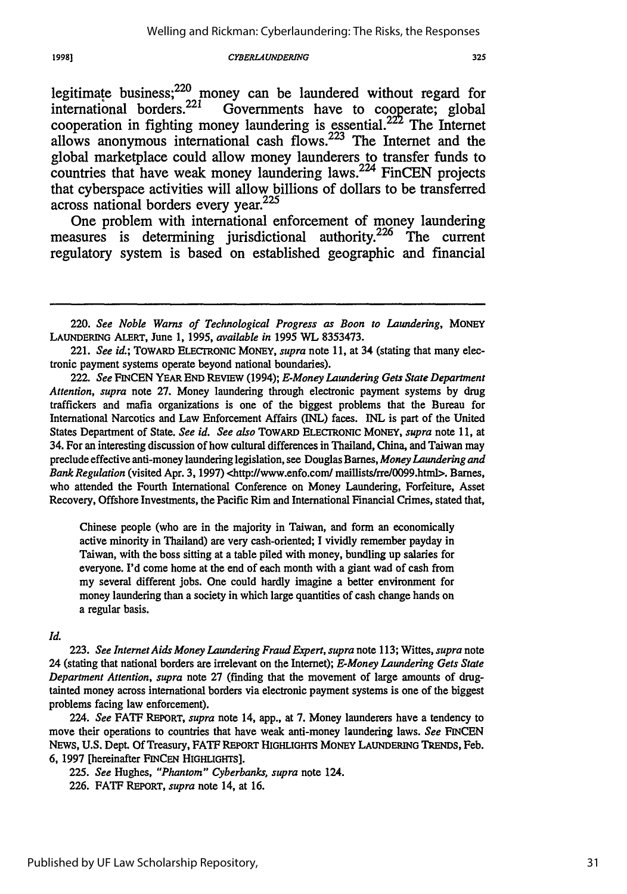legitimate business;[220] money can be laundered without regard for international borders.[221] Governments have to cooperate; global cooperation in fighting money laundering is essential.[222] The Internet allows anonymous international cash flows.[223] The Internet and the global marketplace could allow money launderers to transfer funds to countries that have weak money laundering laws.[224] FinCEN projects that cyberspace activities will allow billions of dollars to be transferred across national borders every year.[225]

One problem with international enforcement of money laundering measures is determining jurisdictional authority.[226] The current regulatory system is based on established geographic and financial

---

220. *See Noble Warns of Technological Progress as Boon to Laundering*, MONEY LAUNDERING ALERT, June 1, 1995, *available in* 1995 WL 8353473.

221. *See id.*; TOWARD ELECTRONIC MONEY, *supra* note 11, at 34 (stating that many electronic payment systems operate beyond national boundaries).

222. *See* FINCEN YEAR END REVIEW (1994); *E-Money Laundering Gets State Department Attention*, *supra* note 27. Money laundering through electronic payment systems by drug traffickers and mafia organizations is one of the biggest problems that the Bureau for International Narcotics and Law Enforcement Affairs (INL) faces. INL is part of the United States Department of State. *See id. See also* TOWARD ELECTRONIC MONEY, *supra* note 11, at 34. For an interesting discussion of how cultural differences in Thailand, China, and Taiwan may preclude effective anti-money laundering legislation, see Douglas Barnes, *Money Laundering and Bank Regulation* (visited Apr. 3, 1997) <http://www.enfo.com/ maillists/rre/0099.html>. Barnes, who attended the Fourth International Conference on Money Laundering, Forfeiture, Asset Recovery, Offshore Investments, the Pacific Rim and International Financial Crimes, stated that,

> Chinese people (who are in the majority in Taiwan, and form an economically active minority in Thailand) are very cash-oriented; I vividly remember payday in Taiwan, with the boss sitting at a table piled with money, bundling up salaries for everyone. I'd come home at the end of each month with a giant wad of cash from my several different jobs. One could hardly imagine a better environment for money laundering than a society in which large quantities of cash change hands on a regular basis.

*Id.*

223. *See Internet Aids Money Laundering Fraud Expert*, *supra* note 113; Wittes, *supra* note 24 (stating that national borders are irrelevant on the Internet); *E-Money Laundering Gets State Department Attention*, *supra* note 27 (finding that the movement of large amounts of drug-tainted money across international borders via electronic payment systems is one of the biggest problems facing law enforcement).

224. *See* FATF REPORT, *supra* note 14, app., at 7. Money launderers have a tendency to move their operations to countries that have weak anti-money laundering laws. *See* FINCEN NEWS, U.S. Dept. Of Treasury, FATF REPORT HIGHLIGHTS MONEY LAUNDERING TRENDS, Feb. 6, 1997 [hereinafter FINCEN HIGHLIGHTS].

225. *See* Hughes, *"Phantom" Cyberbanks*, *supra* note 124.

226. FATF REPORT, *supra* note 14, at 16.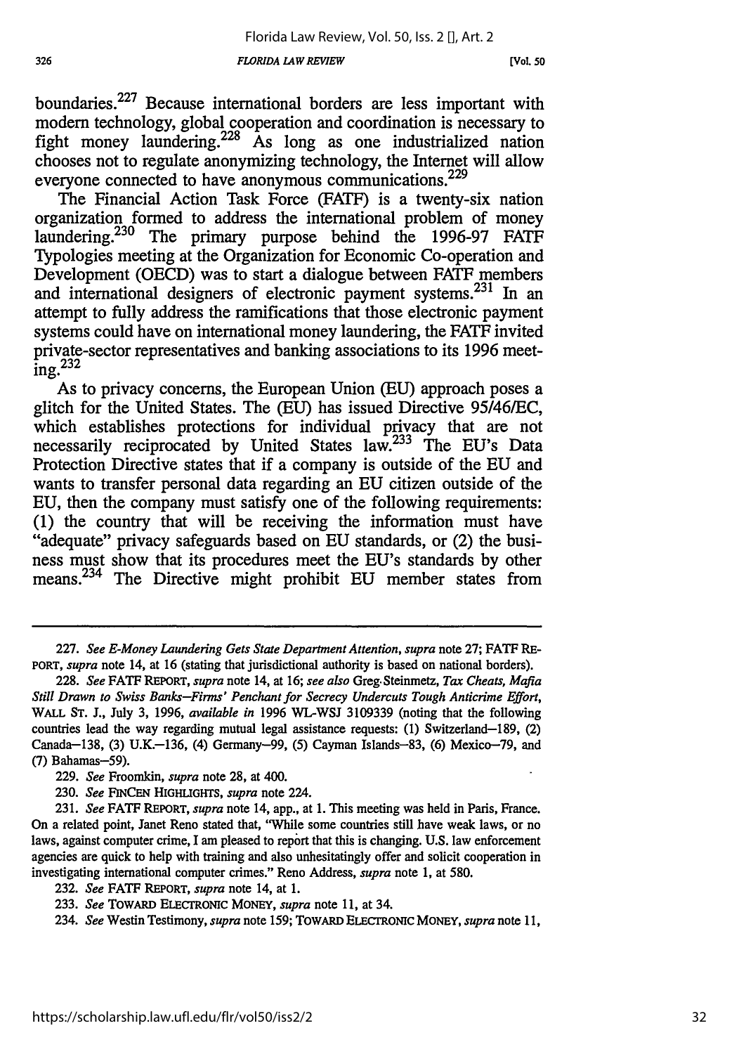boundaries.[227] Because international borders are less important with modern technology, global cooperation and coordination is necessary to fight money laundering.[228] As long as one industrialized nation chooses not to regulate anonymizing technology, the Internet will allow everyone connected to have anonymous communications.[229]

The Financial Action Task Force (FATF) is a twenty-six nation organization formed to address the international problem of money laundering.[230] The primary purpose behind the 1996-97 FATF Typologies meeting at the Organization for Economic Co-operation and Development (OECD) was to start a dialogue between FATF members and international designers of electronic payment systems.[231] In an attempt to fully address the ramifications that those electronic payment systems could have on international money laundering, the FATF invited private-sector representatives and banking associations to its 1996 meeting.[232]

As to privacy concerns, the European Union (EU) approach poses a glitch for the United States. The (EU) has issued Directive 95/46/EC, which establishes protections for individual privacy that are not necessarily reciprocated by United States law.[233] The EU's Data Protection Directive states that if a company is outside of the EU and wants to transfer personal data regarding an EU citizen outside of the EU, then the company must satisfy one of the following requirements: (1) the country that will be receiving the information must have "adequate" privacy safeguards based on EU standards, or (2) the business must show that its procedures meet the EU's standards by other means.[234] The Directive might prohibit EU member states from

---

227. *See E-Money Laundering Gets State Department Attention*, *supra* note 27; FATF REPORT, *supra* note 14, at 16 (stating that jurisdictional authority is based on national borders).

228. *See* FATF REPORT, *supra* note 14, at 16; *see also* Greg Steinmetz, *Tax Cheats, Mafia Still Drawn to Swiss Banks—Firms' Penchant for Secrecy Undercuts Tough Anticrime Effort*, WALL ST. J., July 3, 1996, *available in* 1996 WL-WSJ 3109339 (noting that the following countries lead the way regarding mutual legal assistance requests: (1) Switzerland—189, (2) Canada—138, (3) U.K.—136, (4) Germany—99, (5) Cayman Islands—83, (6) Mexico—79, and (7) Bahamas—59).

229. *See* Froomkin, *supra* note 28, at 400.

230. *See* FINCEN HIGHLIGHTS, *supra* note 224.

231. *See* FATF REPORT, *supra* note 14, app., at 1. This meeting was held in Paris, France. On a related point, Janet Reno stated that, "While some countries still have weak laws, or no laws, against computer crime, I am pleased to report that this is changing. U.S. law enforcement agencies are quick to help with training and also unhesitatingly offer and solicit cooperation in investigating international computer crimes." Reno Address, *supra* note 1, at 580.

232. *See* FATF REPORT, *supra* note 14, at 1.

233. *See* TOWARD ELECTRONIC MONEY, *supra* note 11, at 34.

234. *See* Westin Testimony, *supra* note 159; TOWARD ELECTRONIC MONEY, *supra* note 11,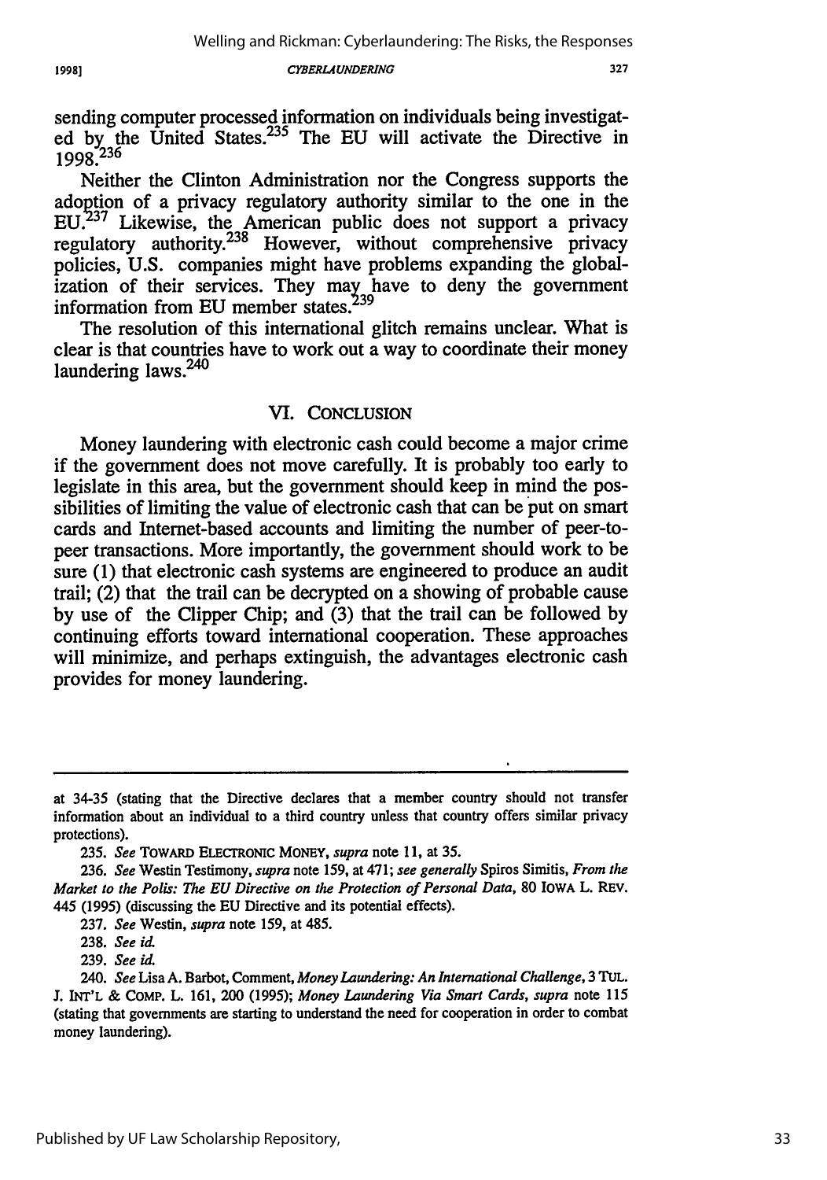sending computer processed information on individuals being investigated by the United States.[235] The EU will activate the Directive in 1998.[236]

Neither the Clinton Administration nor the Congress supports the adoption of a privacy regulatory authority similar to the one in the EU.[237] Likewise, the American public does not support a privacy regulatory authority.[238] However, without comprehensive privacy policies, U.S. companies might have problems expanding the globalization of their services. They may have to deny the government information from EU member states.[239]

The resolution of this international glitch remains unclear. What is clear is that countries have to work out a way to coordinate their money laundering laws.[240]

## VI. CONCLUSION

Money laundering with electronic cash could become a major crime if the government does not move carefully. It is probably too early to legislate in this area, but the government should keep in mind the possibilities of limiting the value of electronic cash that can be put on smart cards and Internet-based accounts and limiting the number of peer-to-peer transactions. More importantly, the government should work to be sure (1) that electronic cash systems are engineered to produce an audit trail; (2) that the trail can be decrypted on a showing of probable cause by use of the Clipper Chip; and (3) that the trail can be followed by continuing efforts toward international cooperation. These approaches will minimize, and perhaps extinguish, the advantages electronic cash provides for money laundering.

---

at 34-35 (stating that the Directive declares that a member country should not transfer information about an individual to a third country unless that country offers similar privacy protections).

235. *See* TOWARD ELECTRONIC MONEY, *supra* note 11, at 35.

236. *See* Westin Testimony, *supra* note 159, at 471; *see generally* Spiros Simitis, *From the Market to the Polis: The EU Directive on the Protection of Personal Data*, 80 IOWA L. REV. 445 (1995) (discussing the EU Directive and its potential effects).

237. *See* Westin, *supra* note 159, at 485.

238. *See id.*

239. *See id.*

240. *See* Lisa A. Barbot, Comment, *Money Laundering: An International Challenge*, 3 TUL. J. INT'L & COMP. L. 161, 200 (1995); *Money Laundering Via Smart Cards*, *supra* note 115 (stating that governments are starting to understand the need for cooperation in order to combat money laundering).